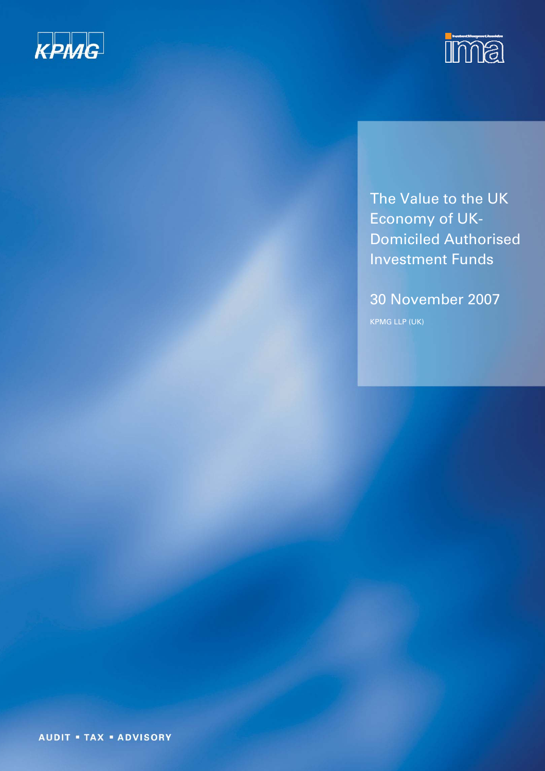KPMG

ima

# The Value to the UK Economy of UK-Domiciled Authorised Investment Funds

30 November 2007

KPMG LLP (UK)

AUDIT ▪ TAX ▪ ADVISORY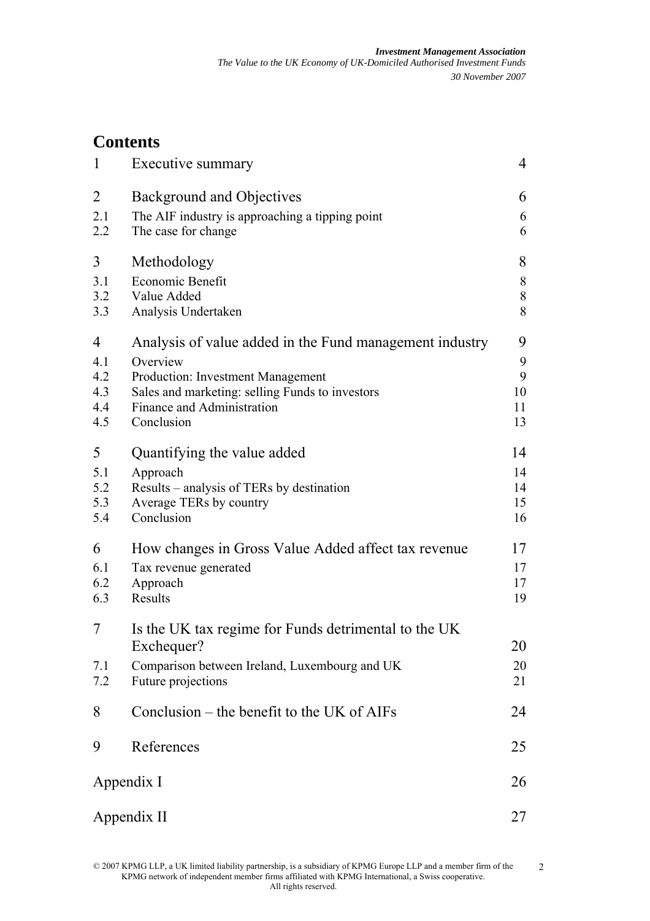# Contents

| | | |
|---|---|---|
| 1 | Executive summary | 4 |
| 2 | Background and Objectives | 6 |
| 2.1 | The AIF industry is approaching a tipping point | 6 |
| 2.2 | The case for change | 6 |
| 3 | Methodology | 8 |
| 3.1 | Economic Benefit | 8 |
| 3.2 | Value Added | 8 |
| 3.3 | Analysis Undertaken | 8 |
| 4 | Analysis of value added in the Fund management industry | 9 |
| 4.1 | Overview | 9 |
| 4.2 | Production: Investment Management | 9 |
| 4.3 | Sales and marketing: selling Funds to investors | 10 |
| 4.4 | Finance and Administration | 11 |
| 4.5 | Conclusion | 13 |
| 5 | Quantifying the value added | 14 |
| 5.1 | Approach | 14 |
| 5.2 | Results – analysis of TERs by destination | 14 |
| 5.3 | Average TERs by country | 15 |
| 5.4 | Conclusion | 16 |
| 6 | How changes in Gross Value Added affect tax revenue | 17 |
| 6.1 | Tax revenue generated | 17 |
| 6.2 | Approach | 17 |
| 6.3 | Results | 19 |
| 7 | Is the UK tax regime for Funds detrimental to the UK Exchequer? | 20 |
| 7.1 | Comparison between Ireland, Luxembourg and UK | 20 |
| 7.2 | Future projections | 21 |
| 8 | Conclusion – the benefit to the UK of AIFs | 24 |
| 9 | References | 25 |
| Appendix I | | 26 |
| Appendix II | | 27 |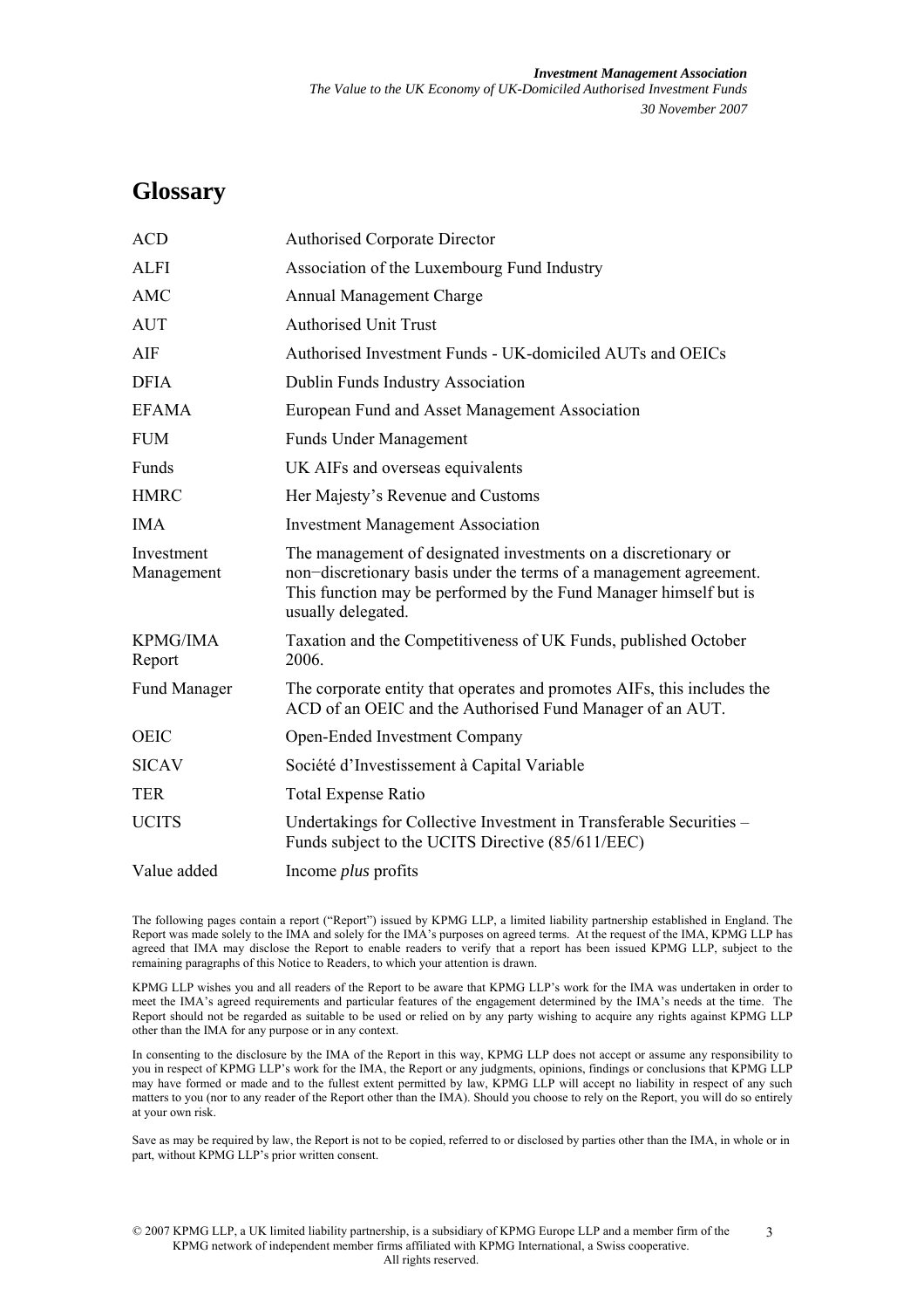# Glossary

| | |
|---|---|
| ACD | Authorised Corporate Director |
| ALFI | Association of the Luxembourg Fund Industry |
| AMC | Annual Management Charge |
| AUT | Authorised Unit Trust |
| AIF | Authorised Investment Funds - UK-domiciled AUTs and OEICs |
| DFIA | Dublin Funds Industry Association |
| EFAMA | European Fund and Asset Management Association |
| FUM | Funds Under Management |
| Funds | UK AIFs and overseas equivalents |
| HMRC | Her Majesty's Revenue and Customs |
| IMA | Investment Management Association |
| Investment Management | The management of designated investments on a discretionary or non−discretionary basis under the terms of a management agreement. This function may be performed by the Fund Manager himself but is usually delegated. |
| KPMG/IMA Report | Taxation and the Competitiveness of UK Funds, published October 2006. |
| Fund Manager | The corporate entity that operates and promotes AIFs, this includes the ACD of an OEIC and the Authorised Fund Manager of an AUT. |
| OEIC | Open-Ended Investment Company |
| SICAV | Société d'Investissement à Capital Variable |
| TER | Total Expense Ratio |
| UCITS | Undertakings for Collective Investment in Transferable Securities – Funds subject to the UCITS Directive (85/611/EEC) |
| Value added | Income *plus* profits |

The following pages contain a report ("Report") issued by KPMG LLP, a limited liability partnership established in England. The Report was made solely to the IMA and solely for the IMA's purposes on agreed terms. At the request of the IMA, KPMG LLP has agreed that IMA may disclose the Report to enable readers to verify that a report has been issued KPMG LLP, subject to the remaining paragraphs of this Notice to Readers, to which your attention is drawn.

KPMG LLP wishes you and all readers of the Report to be aware that KPMG LLP's work for the IMA was undertaken in order to meet the IMA's agreed requirements and particular features of the engagement determined by the IMA's needs at the time. The Report should not be regarded as suitable to be used or relied on by any party wishing to acquire any rights against KPMG LLP other than the IMA for any purpose or in any context.

In consenting to the disclosure by the IMA of the Report in this way, KPMG LLP does not accept or assume any responsibility to you in respect of KPMG LLP's work for the IMA, the Report or any judgments, opinions, findings or conclusions that KPMG LLP may have formed or made and to the fullest extent permitted by law, KPMG LLP will accept no liability in respect of any such matters to you (nor to any reader of the Report other than the IMA). Should you choose to rely on the Report, you will do so entirely at your own risk.

Save as may be required by law, the Report is not to be copied, referred to or disclosed by parties other than the IMA, in whole or in part, without KPMG LLP's prior written consent.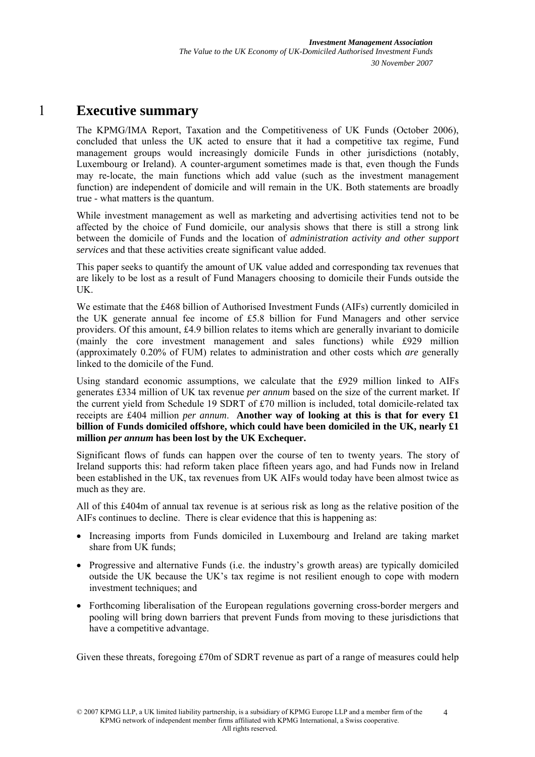# 1 Executive summary

The KPMG/IMA Report, Taxation and the Competitiveness of UK Funds (October 2006), concluded that unless the UK acted to ensure that it had a competitive tax regime, Fund management groups would increasingly domicile Funds in other jurisdictions (notably, Luxembourg or Ireland). A counter-argument sometimes made is that, even though the Funds may re-locate, the main functions which add value (such as the investment management function) are independent of domicile and will remain in the UK. Both statements are broadly true - what matters is the quantum.

While investment management as well as marketing and advertising activities tend not to be affected by the choice of Fund domicile, our analysis shows that there is still a strong link between the domicile of Funds and the location of *administration activity and other support services* and that these activities create significant value added.

This paper seeks to quantify the amount of UK value added and corresponding tax revenues that are likely to be lost as a result of Fund Managers choosing to domicile their Funds outside the UK.

We estimate that the £468 billion of Authorised Investment Funds (AIFs) currently domiciled in the UK generate annual fee income of £5.8 billion for Fund Managers and other service providers. Of this amount, £4.9 billion relates to items which are generally invariant to domicile (mainly the core investment management and sales functions) while £929 million (approximately 0.20% of FUM) relates to administration and other costs which *are* generally linked to the domicile of the Fund.

Using standard economic assumptions, we calculate that the £929 million linked to AIFs generates £334 million of UK tax revenue *per annum* based on the size of the current market. If the current yield from Schedule 19 SDRT of £70 million is included, total domicile-related tax receipts are £404 million *per annum*. **Another way of looking at this is that for every £1 billion of Funds domiciled offshore, which could have been domiciled in the UK, nearly £1 million *per annum* has been lost by the UK Exchequer.**

Significant flows of funds can happen over the course of ten to twenty years. The story of Ireland supports this: had reform taken place fifteen years ago, and had Funds now in Ireland been established in the UK, tax revenues from UK AIFs would today have been almost twice as much as they are.

All of this £404m of annual tax revenue is at serious risk as long as the relative position of the AIFs continues to decline. There is clear evidence that this is happening as:

- Increasing imports from Funds domiciled in Luxembourg and Ireland are taking market share from UK funds;
- Progressive and alternative Funds (i.e. the industry's growth areas) are typically domiciled outside the UK because the UK's tax regime is not resilient enough to cope with modern investment techniques; and
- Forthcoming liberalisation of the European regulations governing cross-border mergers and pooling will bring down barriers that prevent Funds from moving to these jurisdictions that have a competitive advantage.

Given these threats, foregoing £70m of SDRT revenue as part of a range of measures could help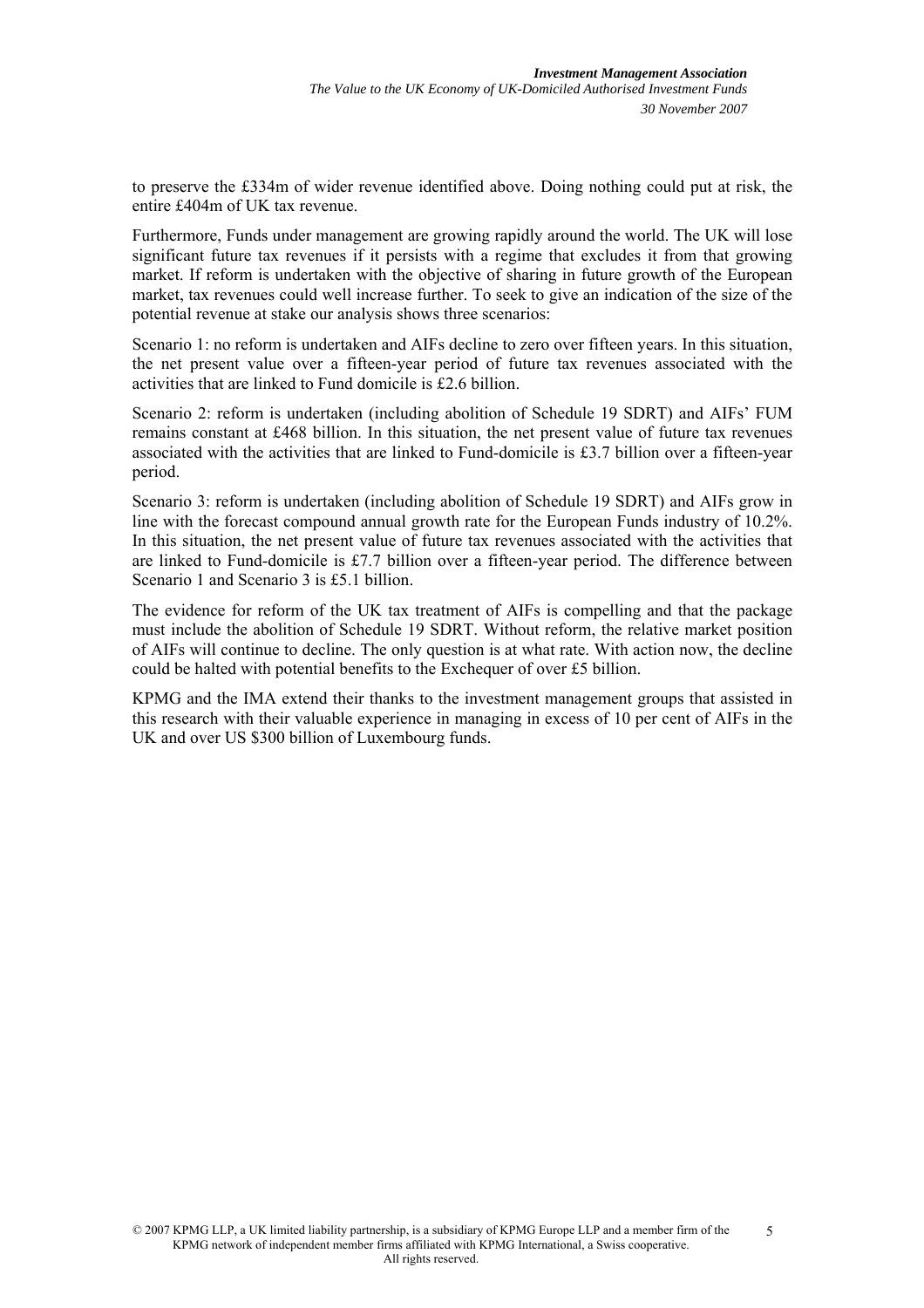to preserve the £334m of wider revenue identified above. Doing nothing could put at risk, the entire £404m of UK tax revenue.

Furthermore, Funds under management are growing rapidly around the world. The UK will lose significant future tax revenues if it persists with a regime that excludes it from that growing market. If reform is undertaken with the objective of sharing in future growth of the European market, tax revenues could well increase further. To seek to give an indication of the size of the potential revenue at stake our analysis shows three scenarios:

Scenario 1: no reform is undertaken and AIFs decline to zero over fifteen years. In this situation, the net present value over a fifteen-year period of future tax revenues associated with the activities that are linked to Fund domicile is £2.6 billion.

Scenario 2: reform is undertaken (including abolition of Schedule 19 SDRT) and AIFs' FUM remains constant at £468 billion. In this situation, the net present value of future tax revenues associated with the activities that are linked to Fund-domicile is £3.7 billion over a fifteen-year period.

Scenario 3: reform is undertaken (including abolition of Schedule 19 SDRT) and AIFs grow in line with the forecast compound annual growth rate for the European Funds industry of 10.2%. In this situation, the net present value of future tax revenues associated with the activities that are linked to Fund-domicile is £7.7 billion over a fifteen-year period. The difference between Scenario 1 and Scenario 3 is £5.1 billion.

The evidence for reform of the UK tax treatment of AIFs is compelling and that the package must include the abolition of Schedule 19 SDRT. Without reform, the relative market position of AIFs will continue to decline. The only question is at what rate. With action now, the decline could be halted with potential benefits to the Exchequer of over £5 billion.

KPMG and the IMA extend their thanks to the investment management groups that assisted in this research with their valuable experience in managing in excess of 10 per cent of AIFs in the UK and over US $300 billion of Luxembourg funds.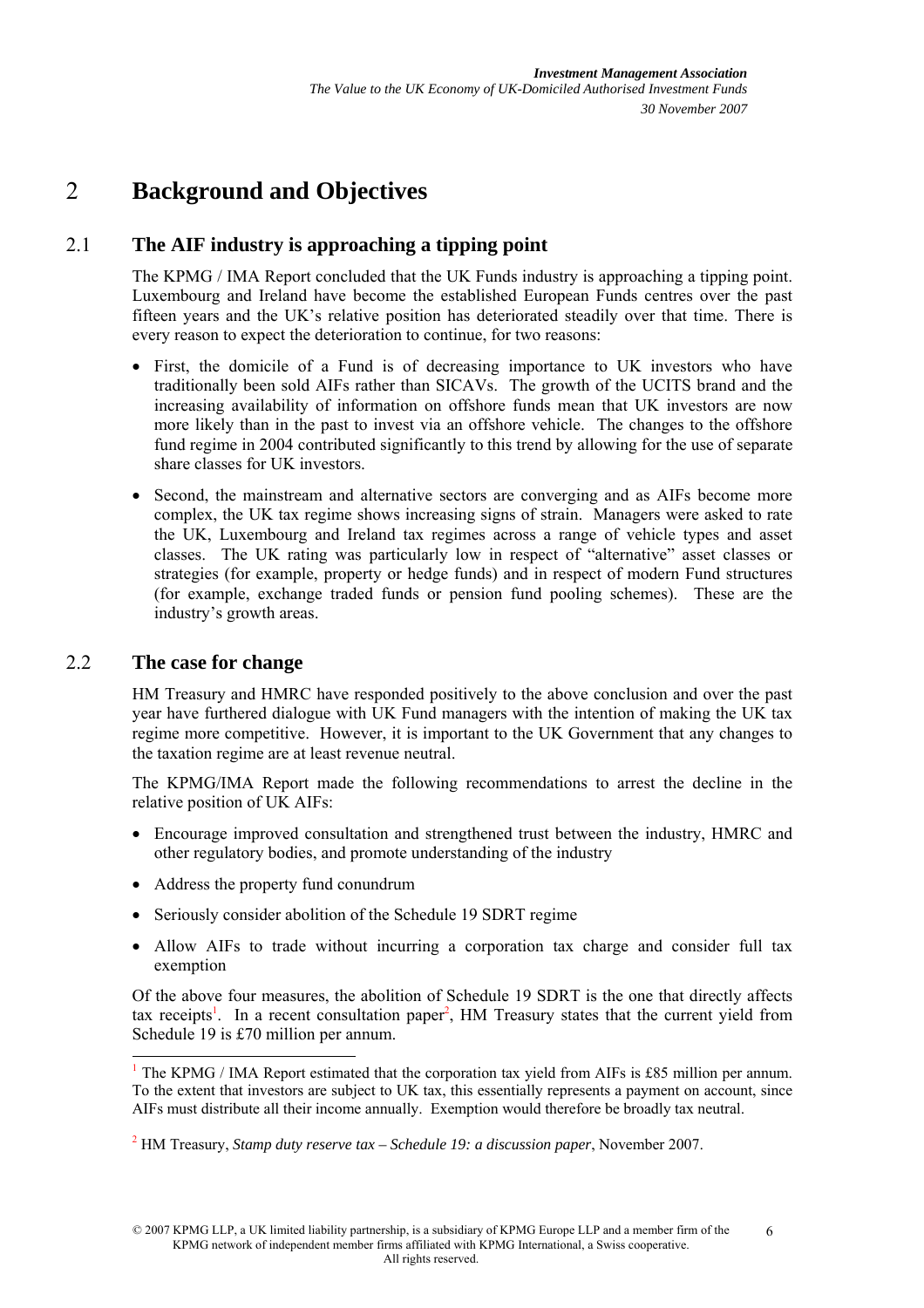# 2 Background and Objectives

## 2.1 The AIF industry is approaching a tipping point

The KPMG / IMA Report concluded that the UK Funds industry is approaching a tipping point. Luxembourg and Ireland have become the established European Funds centres over the past fifteen years and the UK's relative position has deteriorated steadily over that time. There is every reason to expect the deterioration to continue, for two reasons:

- First, the domicile of a Fund is of decreasing importance to UK investors who have traditionally been sold AIFs rather than SICAVs. The growth of the UCITS brand and the increasing availability of information on offshore funds mean that UK investors are now more likely than in the past to invest via an offshore vehicle. The changes to the offshore fund regime in 2004 contributed significantly to this trend by allowing for the use of separate share classes for UK investors.
- Second, the mainstream and alternative sectors are converging and as AIFs become more complex, the UK tax regime shows increasing signs of strain. Managers were asked to rate the UK, Luxembourg and Ireland tax regimes across a range of vehicle types and asset classes. The UK rating was particularly low in respect of "alternative" asset classes or strategies (for example, property or hedge funds) and in respect of modern Fund structures (for example, exchange traded funds or pension fund pooling schemes). These are the industry's growth areas.

## 2.2 The case for change

HM Treasury and HMRC have responded positively to the above conclusion and over the past year have furthered dialogue with UK Fund managers with the intention of making the UK tax regime more competitive. However, it is important to the UK Government that any changes to the taxation regime are at least revenue neutral.

The KPMG/IMA Report made the following recommendations to arrest the decline in the relative position of UK AIFs:

- Encourage improved consultation and strengthened trust between the industry, HMRC and other regulatory bodies, and promote understanding of the industry
- Address the property fund conundrum
- Seriously consider abolition of the Schedule 19 SDRT regime
- Allow AIFs to trade without incurring a corporation tax charge and consider full tax exemption

Of the above four measures, the abolition of Schedule 19 SDRT is the one that directly affects tax receipts[1]. In a recent consultation paper[2], HM Treasury states that the current yield from Schedule 19 is £70 million per annum.

---

[1] The KPMG / IMA Report estimated that the corporation tax yield from AIFs is £85 million per annum. To the extent that investors are subject to UK tax, this essentially represents a payment on account, since AIFs must distribute all their income annually. Exemption would therefore be broadly tax neutral.

[2] HM Treasury, *Stamp duty reserve tax – Schedule 19: a discussion paper*, November 2007.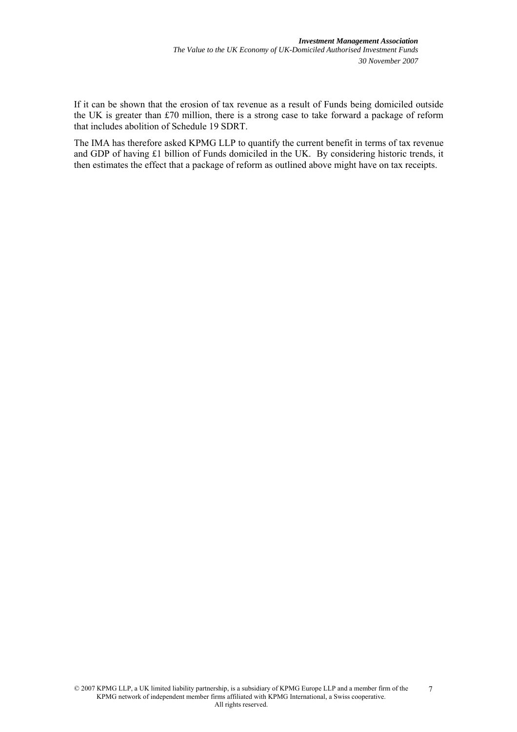If it can be shown that the erosion of tax revenue as a result of Funds being domiciled outside the UK is greater than £70 million, there is a strong case to take forward a package of reform that includes abolition of Schedule 19 SDRT.

The IMA has therefore asked KPMG LLP to quantify the current benefit in terms of tax revenue and GDP of having £1 billion of Funds domiciled in the UK. By considering historic trends, it then estimates the effect that a package of reform as outlined above might have on tax receipts.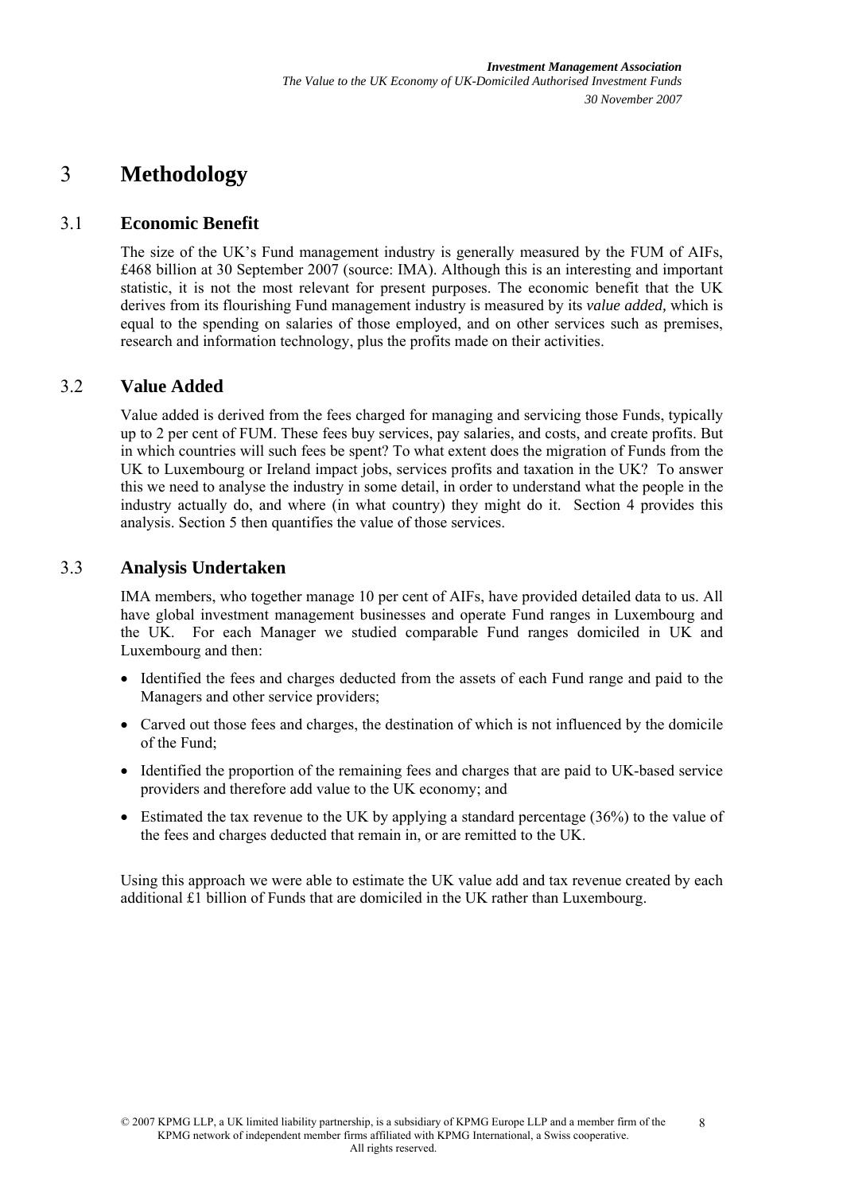# 3 Methodology

## 3.1 Economic Benefit

The size of the UK's Fund management industry is generally measured by the FUM of AIFs, £468 billion at 30 September 2007 (source: IMA). Although this is an interesting and important statistic, it is not the most relevant for present purposes. The economic benefit that the UK derives from its flourishing Fund management industry is measured by its *value added,* which is equal to the spending on salaries of those employed, and on other services such as premises, research and information technology, plus the profits made on their activities.

## 3.2 Value Added

Value added is derived from the fees charged for managing and servicing those Funds, typically up to 2 per cent of FUM. These fees buy services, pay salaries, and costs, and create profits. But in which countries will such fees be spent? To what extent does the migration of Funds from the UK to Luxembourg or Ireland impact jobs, services profits and taxation in the UK? To answer this we need to analyse the industry in some detail, in order to understand what the people in the industry actually do, and where (in what country) they might do it. Section 4 provides this analysis. Section 5 then quantifies the value of those services.

## 3.3 Analysis Undertaken

IMA members, who together manage 10 per cent of AIFs, have provided detailed data to us. All have global investment management businesses and operate Fund ranges in Luxembourg and the UK. For each Manager we studied comparable Fund ranges domiciled in UK and Luxembourg and then:

- Identified the fees and charges deducted from the assets of each Fund range and paid to the Managers and other service providers;
- Carved out those fees and charges, the destination of which is not influenced by the domicile of the Fund;
- Identified the proportion of the remaining fees and charges that are paid to UK-based service providers and therefore add value to the UK economy; and
- Estimated the tax revenue to the UK by applying a standard percentage (36%) to the value of the fees and charges deducted that remain in, or are remitted to the UK.

Using this approach we were able to estimate the UK value add and tax revenue created by each additional £1 billion of Funds that are domiciled in the UK rather than Luxembourg.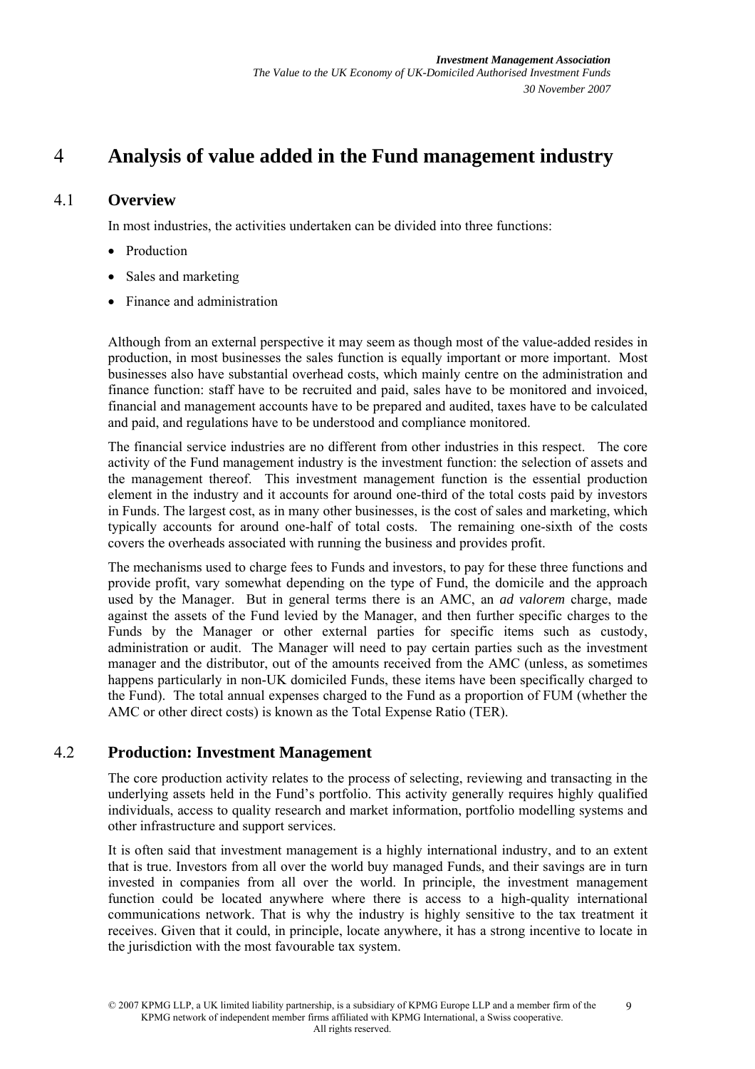# 4 Analysis of value added in the Fund management industry

## 4.1 Overview

In most industries, the activities undertaken can be divided into three functions:

- Production
- Sales and marketing
- Finance and administration

Although from an external perspective it may seem as though most of the value-added resides in production, in most businesses the sales function is equally important or more important. Most businesses also have substantial overhead costs, which mainly centre on the administration and finance function: staff have to be recruited and paid, sales have to be monitored and invoiced, financial and management accounts have to be prepared and audited, taxes have to be calculated and paid, and regulations have to be understood and compliance monitored.

The financial service industries are no different from other industries in this respect. The core activity of the Fund management industry is the investment function: the selection of assets and the management thereof. This investment management function is the essential production element in the industry and it accounts for around one-third of the total costs paid by investors in Funds. The largest cost, as in many other businesses, is the cost of sales and marketing, which typically accounts for around one-half of total costs. The remaining one-sixth of the costs covers the overheads associated with running the business and provides profit.

The mechanisms used to charge fees to Funds and investors, to pay for these three functions and provide profit, vary somewhat depending on the type of Fund, the domicile and the approach used by the Manager. But in general terms there is an AMC, an *ad valorem* charge, made against the assets of the Fund levied by the Manager, and then further specific charges to the Funds by the Manager or other external parties for specific items such as custody, administration or audit. The Manager will need to pay certain parties such as the investment manager and the distributor, out of the amounts received from the AMC (unless, as sometimes happens particularly in non-UK domiciled Funds, these items have been specifically charged to the Fund). The total annual expenses charged to the Fund as a proportion of FUM (whether the AMC or other direct costs) is known as the Total Expense Ratio (TER).

## 4.2 Production: Investment Management

The core production activity relates to the process of selecting, reviewing and transacting in the underlying assets held in the Fund's portfolio. This activity generally requires highly qualified individuals, access to quality research and market information, portfolio modelling systems and other infrastructure and support services.

It is often said that investment management is a highly international industry, and to an extent that is true. Investors from all over the world buy managed Funds, and their savings are in turn invested in companies from all over the world. In principle, the investment management function could be located anywhere where there is access to a high-quality international communications network. That is why the industry is highly sensitive to the tax treatment it receives. Given that it could, in principle, locate anywhere, it has a strong incentive to locate in the jurisdiction with the most favourable tax system.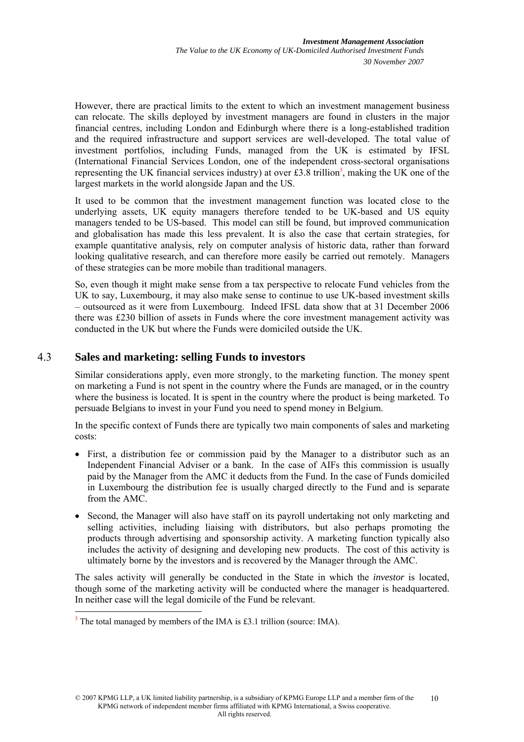However, there are practical limits to the extent to which an investment management business can relocate. The skills deployed by investment managers are found in clusters in the major financial centres, including London and Edinburgh where there is a long-established tradition and the required infrastructure and support services are well-developed. The total value of investment portfolios, including Funds, managed from the UK is estimated by IFSL (International Financial Services London, one of the independent cross-sectoral organisations representing the UK financial services industry) at over £3.8 trillion[3], making the UK one of the largest markets in the world alongside Japan and the US.

It used to be common that the investment management function was located close to the underlying assets, UK equity managers therefore tended to be UK-based and US equity managers tended to be US-based. This model can still be found, but improved communication and globalisation has made this less prevalent. It is also the case that certain strategies, for example quantitative analysis, rely on computer analysis of historic data, rather than forward looking qualitative research, and can therefore more easily be carried out remotely. Managers of these strategies can be more mobile than traditional managers.

So, even though it might make sense from a tax perspective to relocate Fund vehicles from the UK to say, Luxembourg, it may also make sense to continue to use UK-based investment skills – outsourced as it were from Luxembourg. Indeed IFSL data show that at 31 December 2006 there was £230 billion of assets in Funds where the core investment management activity was conducted in the UK but where the Funds were domiciled outside the UK.

## 4.3 Sales and marketing: selling Funds to investors

Similar considerations apply, even more strongly, to the marketing function. The money spent on marketing a Fund is not spent in the country where the Funds are managed, or in the country where the business is located. It is spent in the country where the product is being marketed. To persuade Belgians to invest in your Fund you need to spend money in Belgium.

In the specific context of Funds there are typically two main components of sales and marketing costs:

- First, a distribution fee or commission paid by the Manager to a distributor such as an Independent Financial Adviser or a bank. In the case of AIFs this commission is usually paid by the Manager from the AMC it deducts from the Fund. In the case of Funds domiciled in Luxembourg the distribution fee is usually charged directly to the Fund and is separate from the AMC.
- Second, the Manager will also have staff on its payroll undertaking not only marketing and selling activities, including liaising with distributors, but also perhaps promoting the products through advertising and sponsorship activity. A marketing function typically also includes the activity of designing and developing new products. The cost of this activity is ultimately borne by the investors and is recovered by the Manager through the AMC.

The sales activity will generally be conducted in the State in which the *investor* is located, though some of the marketing activity will be conducted where the manager is headquartered. In neither case will the legal domicile of the Fund be relevant.

[3] The total managed by members of the IMA is £3.1 trillion (source: IMA).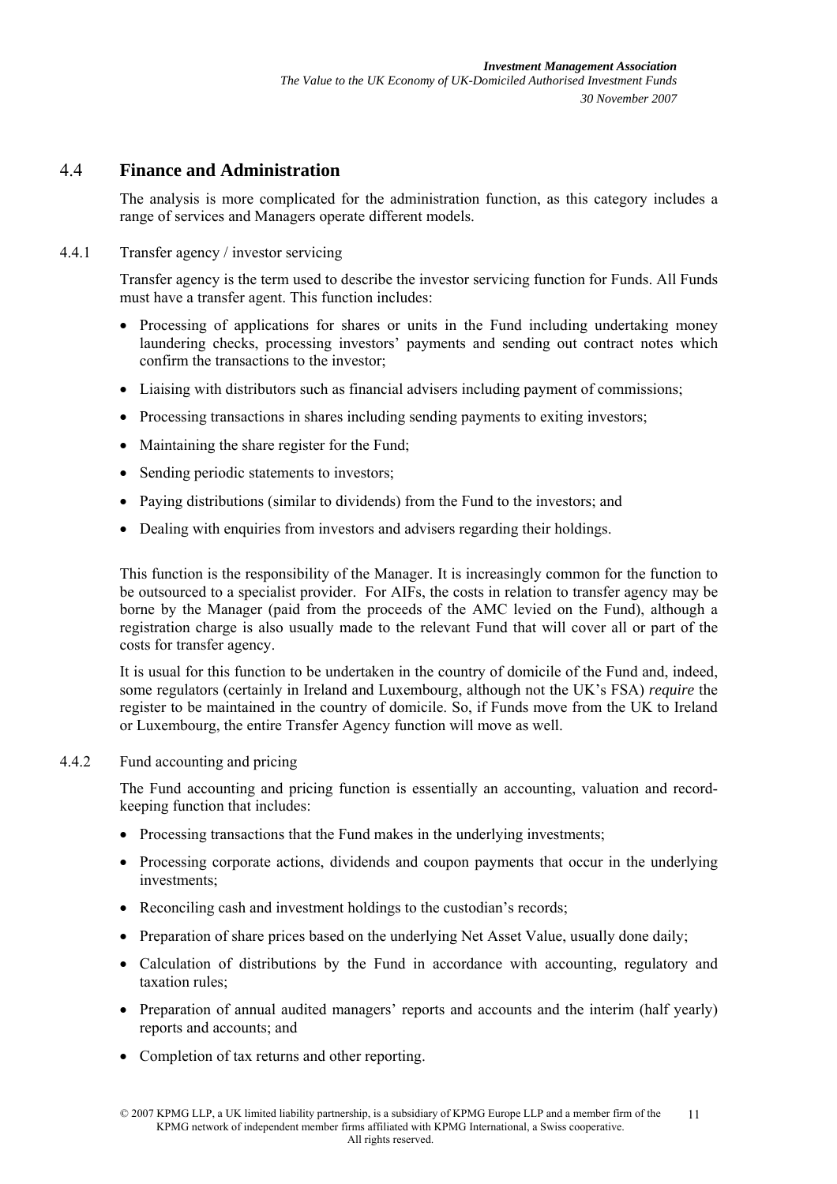## 4.4 Finance and Administration

The analysis is more complicated for the administration function, as this category includes a range of services and Managers operate different models.

### 4.4.1 Transfer agency / investor servicing

Transfer agency is the term used to describe the investor servicing function for Funds. All Funds must have a transfer agent. This function includes:

- Processing of applications for shares or units in the Fund including undertaking money laundering checks, processing investors' payments and sending out contract notes which confirm the transactions to the investor;
- Liaising with distributors such as financial advisers including payment of commissions;
- Processing transactions in shares including sending payments to exiting investors;
- Maintaining the share register for the Fund;
- Sending periodic statements to investors;
- Paying distributions (similar to dividends) from the Fund to the investors; and
- Dealing with enquiries from investors and advisers regarding their holdings.

This function is the responsibility of the Manager. It is increasingly common for the function to be outsourced to a specialist provider. For AIFs, the costs in relation to transfer agency may be borne by the Manager (paid from the proceeds of the AMC levied on the Fund), although a registration charge is also usually made to the relevant Fund that will cover all or part of the costs for transfer agency.

It is usual for this function to be undertaken in the country of domicile of the Fund and, indeed, some regulators (certainly in Ireland and Luxembourg, although not the UK's FSA) *require* the register to be maintained in the country of domicile. So, if Funds move from the UK to Ireland or Luxembourg, the entire Transfer Agency function will move as well.

### 4.4.2 Fund accounting and pricing

The Fund accounting and pricing function is essentially an accounting, valuation and record-keeping function that includes:

- Processing transactions that the Fund makes in the underlying investments;
- Processing corporate actions, dividends and coupon payments that occur in the underlying investments;
- Reconciling cash and investment holdings to the custodian's records;
- Preparation of share prices based on the underlying Net Asset Value, usually done daily;
- Calculation of distributions by the Fund in accordance with accounting, regulatory and taxation rules;
- Preparation of annual audited managers' reports and accounts and the interim (half yearly) reports and accounts; and
- Completion of tax returns and other reporting.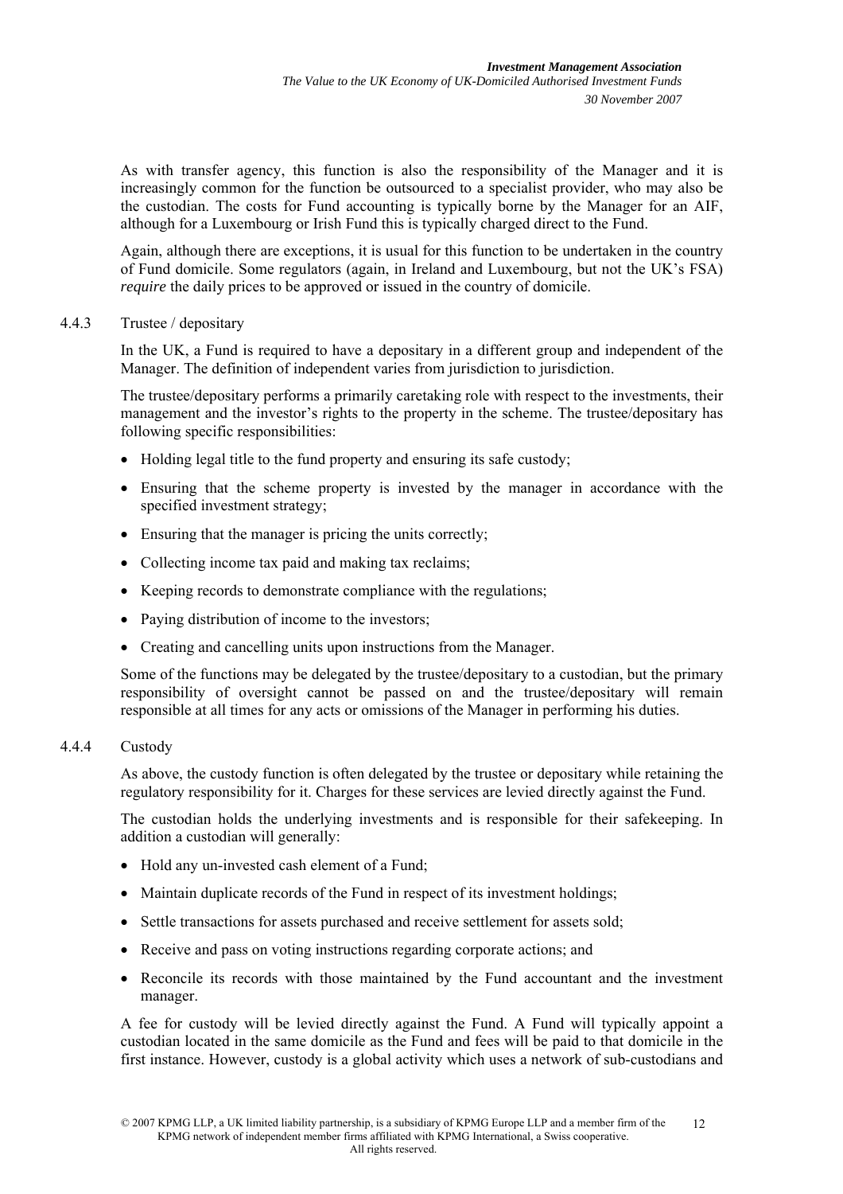As with transfer agency, this function is also the responsibility of the Manager and it is increasingly common for the function be outsourced to a specialist provider, who may also be the custodian. The costs for Fund accounting is typically borne by the Manager for an AIF, although for a Luxembourg or Irish Fund this is typically charged direct to the Fund.

Again, although there are exceptions, it is usual for this function to be undertaken in the country of Fund domicile. Some regulators (again, in Ireland and Luxembourg, but not the UK's FSA) *require* the daily prices to be approved or issued in the country of domicile.

#### 4.4.3 Trustee / depositary

In the UK, a Fund is required to have a depositary in a different group and independent of the Manager. The definition of independent varies from jurisdiction to jurisdiction.

The trustee/depositary performs a primarily caretaking role with respect to the investments, their management and the investor's rights to the property in the scheme. The trustee/depositary has following specific responsibilities:

- Holding legal title to the fund property and ensuring its safe custody;
- Ensuring that the scheme property is invested by the manager in accordance with the specified investment strategy;
- Ensuring that the manager is pricing the units correctly;
- Collecting income tax paid and making tax reclaims;
- Keeping records to demonstrate compliance with the regulations;
- Paying distribution of income to the investors;
- Creating and cancelling units upon instructions from the Manager.

Some of the functions may be delegated by the trustee/depositary to a custodian, but the primary responsibility of oversight cannot be passed on and the trustee/depositary will remain responsible at all times for any acts or omissions of the Manager in performing his duties.

#### 4.4.4 Custody

As above, the custody function is often delegated by the trustee or depositary while retaining the regulatory responsibility for it. Charges for these services are levied directly against the Fund.

The custodian holds the underlying investments and is responsible for their safekeeping. In addition a custodian will generally:

- Hold any un-invested cash element of a Fund;
- Maintain duplicate records of the Fund in respect of its investment holdings;
- Settle transactions for assets purchased and receive settlement for assets sold;
- Receive and pass on voting instructions regarding corporate actions; and
- Reconcile its records with those maintained by the Fund accountant and the investment manager.

A fee for custody will be levied directly against the Fund. A Fund will typically appoint a custodian located in the same domicile as the Fund and fees will be paid to that domicile in the first instance. However, custody is a global activity which uses a network of sub-custodians and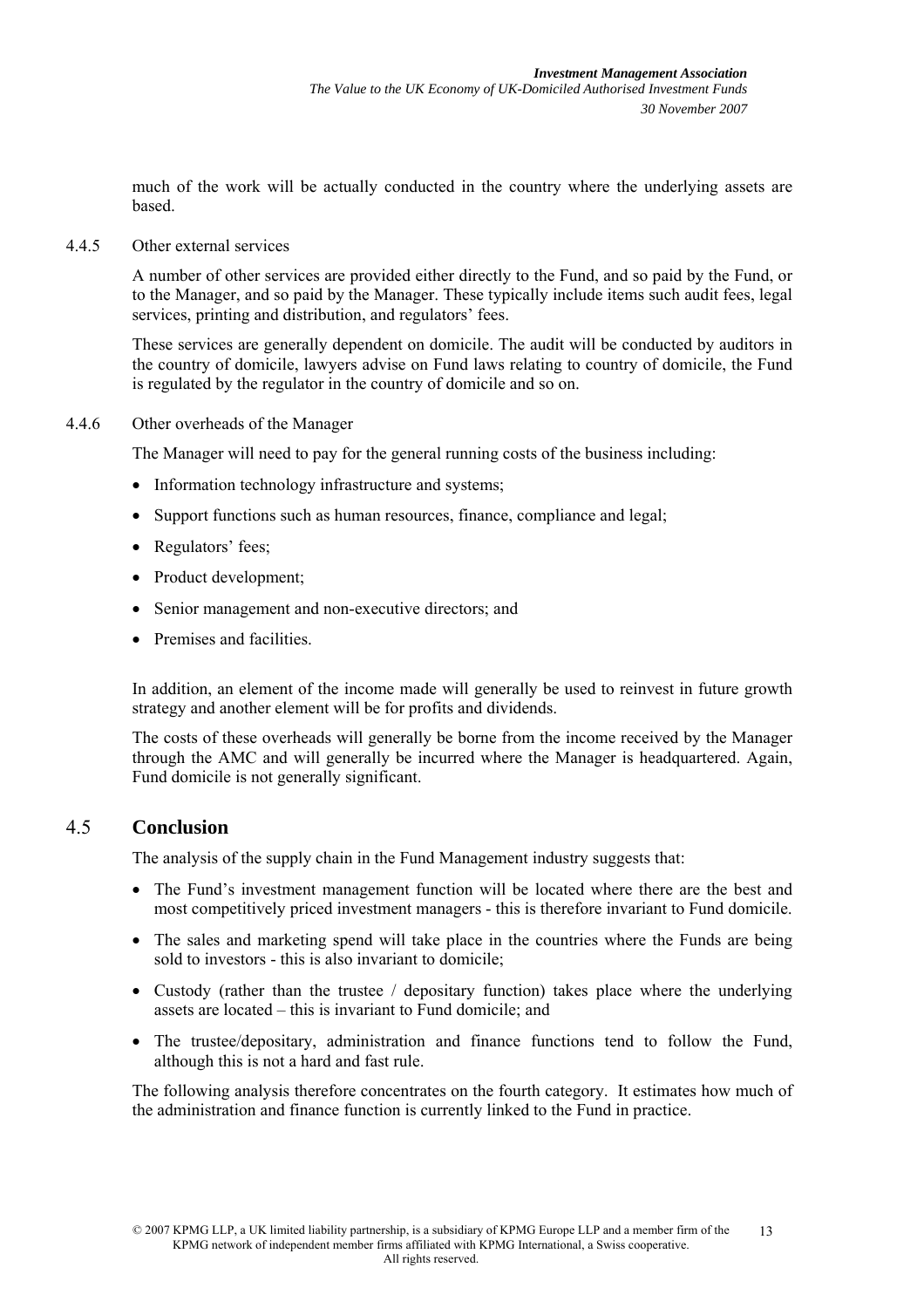much of the work will be actually conducted in the country where the underlying assets are based.

4.4.5 Other external services

A number of other services are provided either directly to the Fund, and so paid by the Fund, or to the Manager, and so paid by the Manager. These typically include items such audit fees, legal services, printing and distribution, and regulators' fees.

These services are generally dependent on domicile. The audit will be conducted by auditors in the country of domicile, lawyers advise on Fund laws relating to country of domicile, the Fund is regulated by the regulator in the country of domicile and so on.

4.4.6 Other overheads of the Manager

The Manager will need to pay for the general running costs of the business including:

- Information technology infrastructure and systems;
- Support functions such as human resources, finance, compliance and legal;
- Regulators' fees;
- Product development;
- Senior management and non-executive directors; and
- Premises and facilities.

In addition, an element of the income made will generally be used to reinvest in future growth strategy and another element will be for profits and dividends.

The costs of these overheads will generally be borne from the income received by the Manager through the AMC and will generally be incurred where the Manager is headquartered. Again, Fund domicile is not generally significant.

## 4.5 Conclusion

The analysis of the supply chain in the Fund Management industry suggests that:

- The Fund's investment management function will be located where there are the best and most competitively priced investment managers - this is therefore invariant to Fund domicile.
- The sales and marketing spend will take place in the countries where the Funds are being sold to investors - this is also invariant to domicile;
- Custody (rather than the trustee / depositary function) takes place where the underlying assets are located – this is invariant to Fund domicile; and
- The trustee/depositary, administration and finance functions tend to follow the Fund, although this is not a hard and fast rule.

The following analysis therefore concentrates on the fourth category. It estimates how much of the administration and finance function is currently linked to the Fund in practice.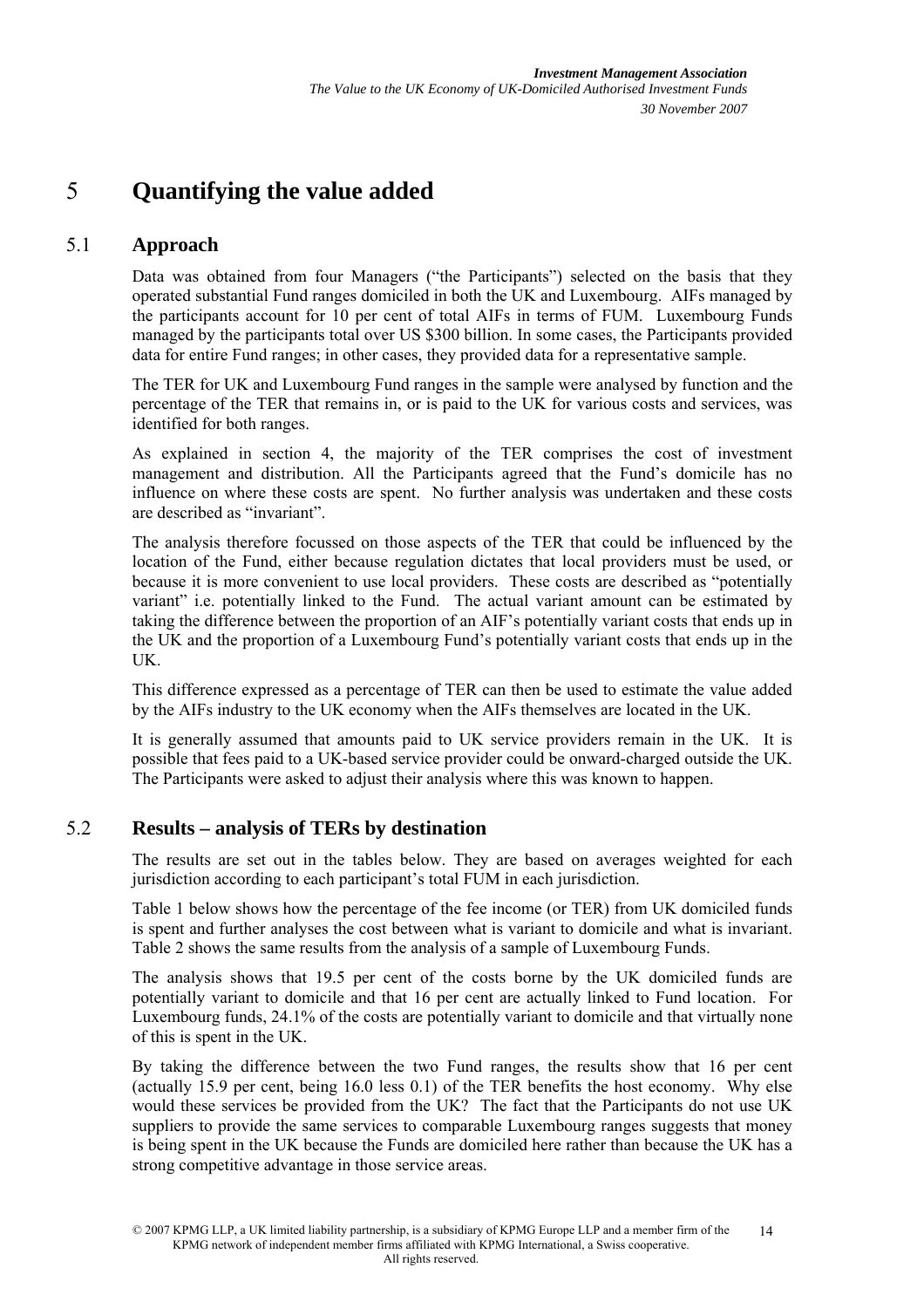# 5 Quantifying the value added

## 5.1 Approach

Data was obtained from four Managers ("the Participants") selected on the basis that they operated substantial Fund ranges domiciled in both the UK and Luxembourg. AIFs managed by the participants account for 10 per cent of total AIFs in terms of FUM. Luxembourg Funds managed by the participants total over US $300 billion. In some cases, the Participants provided data for entire Fund ranges; in other cases, they provided data for a representative sample.

The TER for UK and Luxembourg Fund ranges in the sample were analysed by function and the percentage of the TER that remains in, or is paid to the UK for various costs and services, was identified for both ranges.

As explained in section 4, the majority of the TER comprises the cost of investment management and distribution. All the Participants agreed that the Fund's domicile has no influence on where these costs are spent. No further analysis was undertaken and these costs are described as "invariant".

The analysis therefore focussed on those aspects of the TER that could be influenced by the location of the Fund, either because regulation dictates that local providers must be used, or because it is more convenient to use local providers. These costs are described as "potentially variant" i.e. potentially linked to the Fund. The actual variant amount can be estimated by taking the difference between the proportion of an AIF's potentially variant costs that ends up in the UK and the proportion of a Luxembourg Fund's potentially variant costs that ends up in the UK.

This difference expressed as a percentage of TER can then be used to estimate the value added by the AIFs industry to the UK economy when the AIFs themselves are located in the UK.

It is generally assumed that amounts paid to UK service providers remain in the UK. It is possible that fees paid to a UK-based service provider could be onward-charged outside the UK. The Participants were asked to adjust their analysis where this was known to happen.

## 5.2 Results – analysis of TERs by destination

The results are set out in the tables below. They are based on averages weighted for each jurisdiction according to each participant's total FUM in each jurisdiction.

Table 1 below shows how the percentage of the fee income (or TER) from UK domiciled funds is spent and further analyses the cost between what is variant to domicile and what is invariant. Table 2 shows the same results from the analysis of a sample of Luxembourg Funds.

The analysis shows that 19.5 per cent of the costs borne by the UK domiciled funds are potentially variant to domicile and that 16 per cent are actually linked to Fund location. For Luxembourg funds, 24.1% of the costs are potentially variant to domicile and that virtually none of this is spent in the UK.

By taking the difference between the two Fund ranges, the results show that 16 per cent (actually 15.9 per cent, being 16.0 less 0.1) of the TER benefits the host economy. Why else would these services be provided from the UK? The fact that the Participants do not use UK suppliers to provide the same services to comparable Luxembourg ranges suggests that money is being spent in the UK because the Funds are domiciled here rather than because the UK has a strong competitive advantage in those service areas.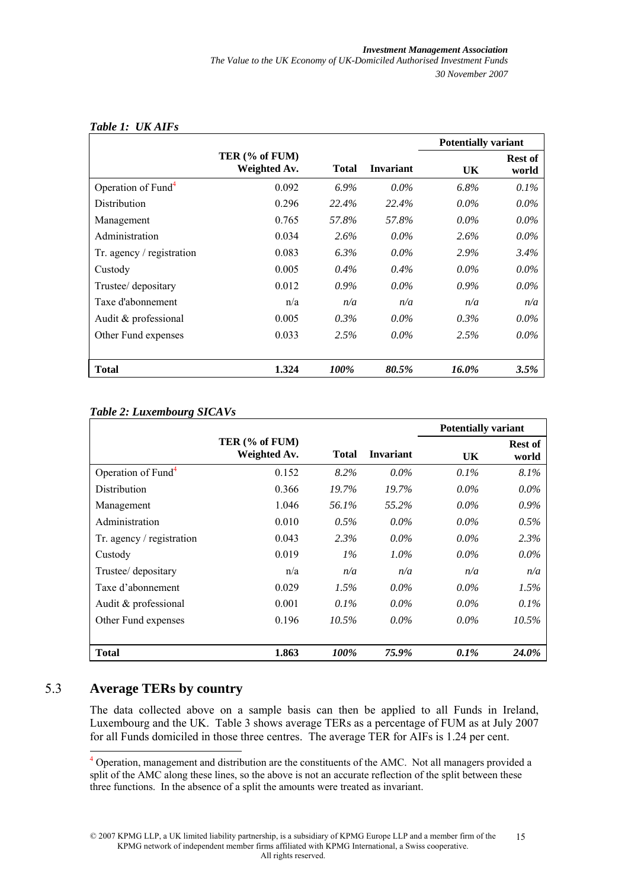***Table 1: UK AIFs***

| | TER (% of FUM) Weighted Av. | Total | Invariant | Potentially variant | |
|---|---|---|---|---|---|
| | | | | UK | Rest of world |
| Operation of Fund[4] | 0.092 | *6.9%* | *0.0%* | *6.8%* | *0.1%* |
| Distribution | 0.296 | *22.4%* | *22.4%* | *0.0%* | *0.0%* |
| Management | 0.765 | *57.8%* | *57.8%* | *0.0%* | *0.0%* |
| Administration | 0.034 | *2.6%* | *0.0%* | *2.6%* | *0.0%* |
| Tr. agency / registration | 0.083 | *6.3%* | *0.0%* | *2.9%* | *3.4%* |
| Custody | 0.005 | *0.4%* | *0.4%* | *0.0%* | *0.0%* |
| Trustee/ depositary | 0.012 | *0.9%* | *0.0%* | *0.9%* | *0.0%* |
| Taxe d'abonnement | n/a | *n/a* | *n/a* | *n/a* | *n/a* |
| Audit & professional | 0.005 | *0.3%* | *0.0%* | *0.3%* | *0.0%* |
| Other Fund expenses | 0.033 | *2.5%* | *0.0%* | *2.5%* | *0.0%* |
| **Total** | **1.324** | ***100%*** | ***80.5%*** | ***16.0%*** | ***3.5%*** |

***Table 2: Luxembourg SICAVs***

| | TER (% of FUM) Weighted Av. | Total | Invariant | Potentially variant | |
|---|---|---|---|---|---|
| | | | | UK | Rest of world |
| Operation of Fund[4] | 0.152 | *8.2%* | *0.0%* | *0.1%* | *8.1%* |
| Distribution | 0.366 | *19.7%* | *19.7%* | *0.0%* | *0.0%* |
| Management | 1.046 | *56.1%* | *55.2%* | *0.0%* | *0.9%* |
| Administration | 0.010 | *0.5%* | *0.0%* | *0.0%* | *0.5%* |
| Tr. agency / registration | 0.043 | *2.3%* | *0.0%* | *0.0%* | *2.3%* |
| Custody | 0.019 | *1%* | *1.0%* | *0.0%* | *0.0%* |
| Trustee/ depositary | n/a | *n/a* | *n/a* | *n/a* | *n/a* |
| Taxe d'abonnement | 0.029 | *1.5%* | *0.0%* | *0.0%* | *1.5%* |
| Audit & professional | 0.001 | *0.1%* | *0.0%* | *0.0%* | *0.1%* |
| Other Fund expenses | 0.196 | *10.5%* | *0.0%* | *0.0%* | *10.5%* |
| **Total** | **1.863** | ***100%*** | ***75.9%*** | ***0.1%*** | ***24.0%*** |

## 5.3 Average TERs by country

The data collected above on a sample basis can then be applied to all Funds in Ireland, Luxembourg and the UK. Table 3 shows average TERs as a percentage of FUM as at July 2007 for all Funds domiciled in those three centres. The average TER for AIFs is 1.24 per cent.

[4] Operation, management and distribution are the constituents of the AMC. Not all managers provided a split of the AMC along these lines, so the above is not an accurate reflection of the split between these three functions. In the absence of a split the amounts were treated as invariant.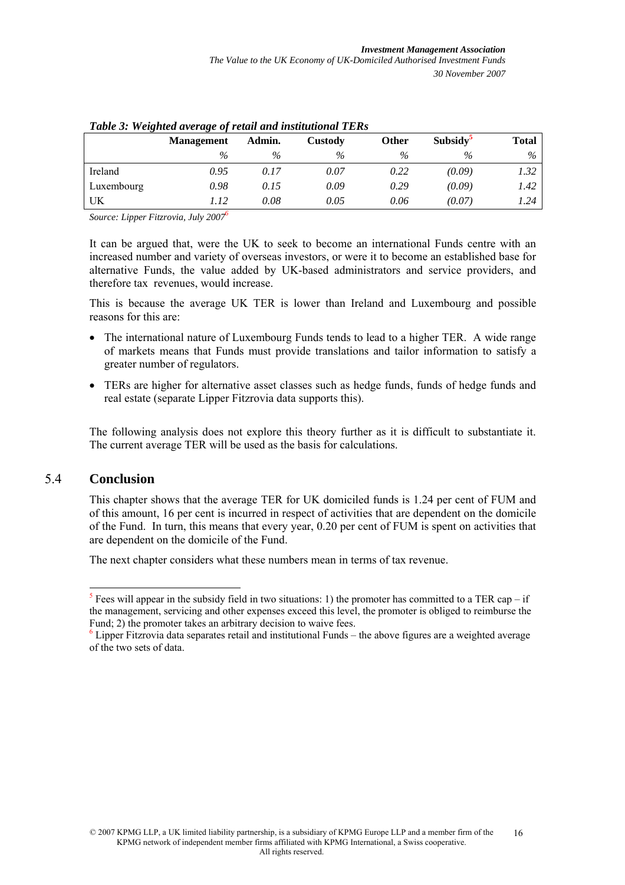*Table 3: Weighted average of retail and institutional TERs*

| | Management | Admin. | Custody | Other | Subsidy[5] | Total |
|---|---|---|---|---|---|---|
| | % | % | % | % | % | % |
| Ireland | 0.95 | 0.17 | 0.07 | 0.22 | (0.09) | 1.32 |
| Luxembourg | 0.98 | 0.15 | 0.09 | 0.29 | (0.09) | 1.42 |
| UK | 1.12 | 0.08 | 0.05 | 0.06 | (0.07) | 1.24 |

*Source: Lipper Fitzrovia, July 2007*[6]

It can be argued that, were the UK to seek to become an international Funds centre with an increased number and variety of overseas investors, or were it to become an established base for alternative Funds, the value added by UK-based administrators and service providers, and therefore tax revenues, would increase.

This is because the average UK TER is lower than Ireland and Luxembourg and possible reasons for this are:

- The international nature of Luxembourg Funds tends to lead to a higher TER. A wide range of markets means that Funds must provide translations and tailor information to satisfy a greater number of regulators.
- TERs are higher for alternative asset classes such as hedge funds, funds of hedge funds and real estate (separate Lipper Fitzrovia data supports this).

The following analysis does not explore this theory further as it is difficult to substantiate it. The current average TER will be used as the basis for calculations.

## 5.4 Conclusion

This chapter shows that the average TER for UK domiciled funds is 1.24 per cent of FUM and of this amount, 16 per cent is incurred in respect of activities that are dependent on the domicile of the Fund. In turn, this means that every year, 0.20 per cent of FUM is spent on activities that are dependent on the domicile of the Fund.

The next chapter considers what these numbers mean in terms of tax revenue.

[5] Fees will appear in the subsidy field in two situations: 1) the promoter has committed to a TER cap – if the management, servicing and other expenses exceed this level, the promoter is obliged to reimburse the Fund; 2) the promoter takes an arbitrary decision to waive fees.

[6] Lipper Fitzrovia data separates retail and institutional Funds – the above figures are a weighted average of the two sets of data.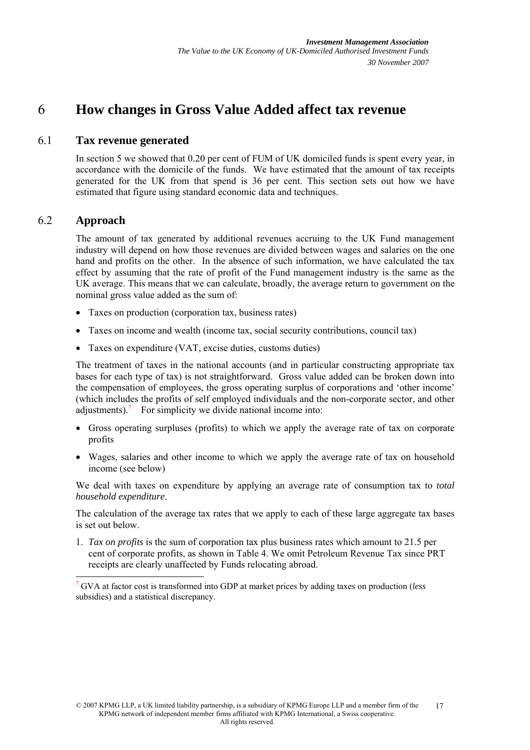# 6 How changes in Gross Value Added affect tax revenue

## 6.1 Tax revenue generated

In section 5 we showed that 0.20 per cent of FUM of UK domiciled funds is spent every year, in accordance with the domicile of the funds. We have estimated that the amount of tax receipts generated for the UK from that spend is 36 per cent. This section sets out how we have estimated that figure using standard economic data and techniques.

## 6.2 Approach

The amount of tax generated by additional revenues accruing to the UK Fund management industry will depend on how those revenues are divided between wages and salaries on the one hand and profits on the other. In the absence of such information, we have calculated the tax effect by assuming that the rate of profit of the Fund management industry is the same as the UK average. This means that we can calculate, broadly, the average return to government on the nominal gross value added as the sum of:

- Taxes on production (corporation tax, business rates)
- Taxes on income and wealth (income tax, social security contributions, council tax)
- Taxes on expenditure (VAT, excise duties, customs duties)

The treatment of taxes in the national accounts (and in particular constructing appropriate tax bases for each type of tax) is not straightforward. Gross value added can be broken down into the compensation of employees, the gross operating surplus of corporations and 'other income' (which includes the profits of self employed individuals and the non-corporate sector, and other adjustments).[7] For simplicity we divide national income into:

- Gross operating surpluses (profits) to which we apply the average rate of tax on corporate profits
- Wages, salaries and other income to which we apply the average rate of tax on household income (see below)

We deal with taxes on expenditure by applying an average rate of consumption tax to *total household expenditure*.

The calculation of the average tax rates that we apply to each of these large aggregate tax bases is set out below.

1. *Tax on profits* is the sum of corporation tax plus business rates which amount to 21.5 per cent of corporate profits, as shown in Table 4. We omit Petroleum Revenue Tax since PRT receipts are clearly unaffected by Funds relocating abroad.

---

[7] GVA at factor cost is transformed into GDP at market prices by adding taxes on production (*less* subsidies) and a statistical discrepancy.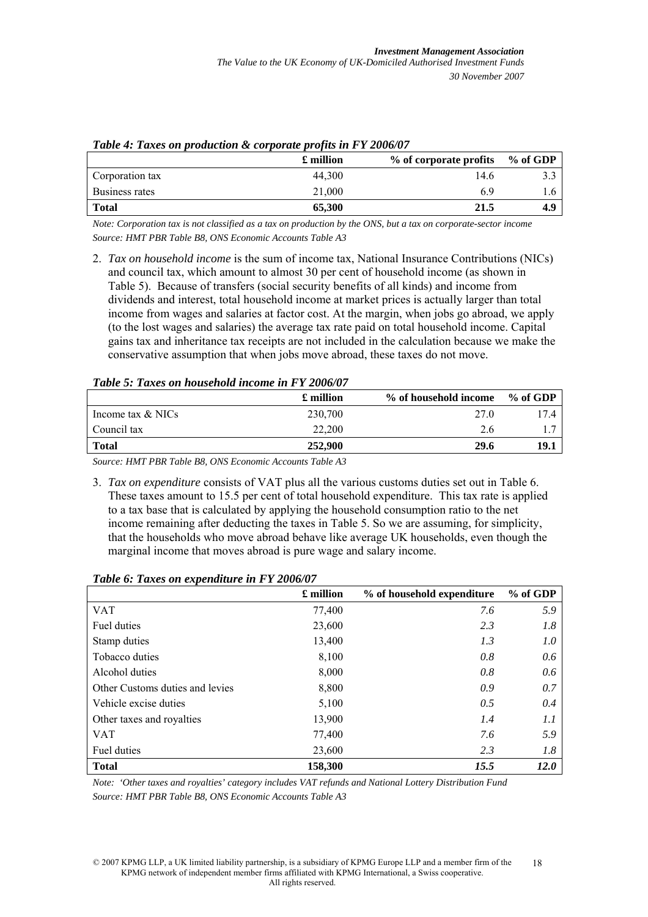*Table 4: Taxes on production & corporate profits in FY 2006/07*

| | £ million | % of corporate profits | % of GDP |
|---|---|---|---|
| Corporation tax | 44,300 | 14.6 | 3.3 |
| Business rates | 21,000 | 6.9 | 1.6 |
| **Total** | **65,300** | **21.5** | **4.9** |

*Note: Corporation tax is not classified as a tax on production by the ONS, but a tax on corporate-sector income*
*Source: HMT PBR Table B8, ONS Economic Accounts Table A3*

2. *Tax on household income* is the sum of income tax, National Insurance Contributions (NICs) and council tax, which amount to almost 30 per cent of household income (as shown in Table 5). Because of transfers (social security benefits of all kinds) and income from dividends and interest, total household income at market prices is actually larger than total income from wages and salaries at factor cost. At the margin, when jobs go abroad, we apply (to the lost wages and salaries) the average tax rate paid on total household income. Capital gains tax and inheritance tax receipts are not included in the calculation because we make the conservative assumption that when jobs move abroad, these taxes do not move.

*Table 5: Taxes on household income in FY 2006/07*

| | £ million | % of household income | % of GDP |
|---|---|---|---|
| Income tax & NICs | 230,700 | 27.0 | 17.4 |
| Council tax | 22,200 | 2.6 | 1.7 |
| **Total** | **252,900** | **29.6** | **19.1** |

*Source: HMT PBR Table B8, ONS Economic Accounts Table A3*

3. *Tax on expenditure* consists of VAT plus all the various customs duties set out in Table 6. These taxes amount to 15.5 per cent of total household expenditure. This tax rate is applied to a tax base that is calculated by applying the household consumption ratio to the net income remaining after deducting the taxes in Table 5. So we are assuming, for simplicity, that the households who move abroad behave like average UK households, even though the marginal income that moves abroad is pure wage and salary income.

*Table 6: Taxes on expenditure in FY 2006/07*

| | £ million | % of household expenditure | % of GDP |
|---|---|---|---|
| VAT | 77,400 | *7.6* | *5.9* |
| Fuel duties | 23,600 | *2.3* | *1.8* |
| Stamp duties | 13,400 | *1.3* | *1.0* |
| Tobacco duties | 8,100 | *0.8* | *0.6* |
| Alcohol duties | 8,000 | *0.8* | *0.6* |
| Other Customs duties and levies | 8,800 | *0.9* | *0.7* |
| Vehicle excise duties | 5,100 | *0.5* | *0.4* |
| Other taxes and royalties | 13,900 | *1.4* | *1.1* |
| VAT | 77,400 | *7.6* | *5.9* |
| Fuel duties | 23,600 | *2.3* | *1.8* |
| **Total** | **158,300** | ***15.5*** | ***12.0*** |

*Note: 'Other taxes and royalties' category includes VAT refunds and National Lottery Distribution Fund*
*Source: HMT PBR Table B8, ONS Economic Accounts Table A3*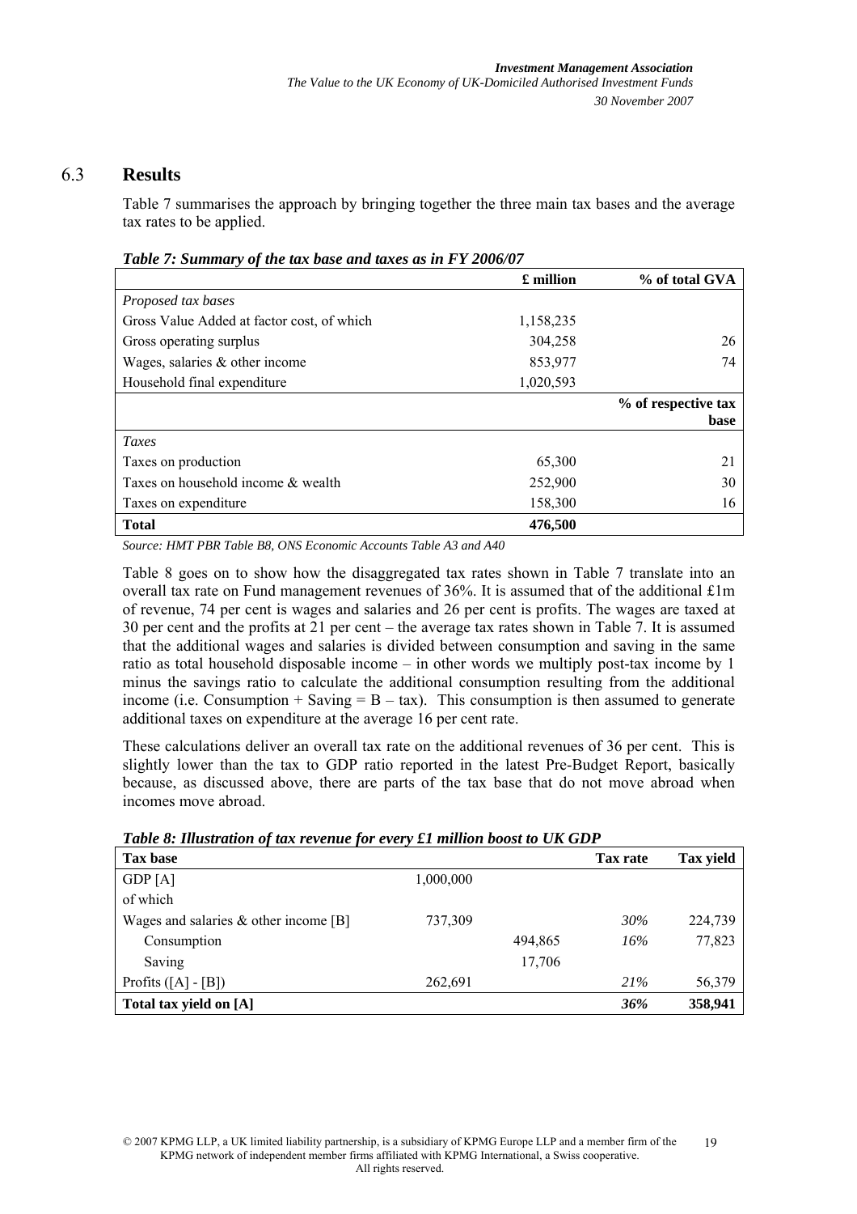## 6.3 Results

Table 7 summarises the approach by bringing together the three main tax bases and the average tax rates to be applied.

*Table 7: Summary of the tax base and taxes as in FY 2006/07*

| | £ million | % of total GVA |
|---|---|---|
| *Proposed tax bases* | | |
| Gross Value Added at factor cost, of which | 1,158,235 | |
| Gross operating surplus | 304,258 | 26 |
| Wages, salaries & other income | 853,977 | 74 |
| Household final expenditure | 1,020,593 | |
| | | **% of respective tax base** |
| *Taxes* | | |
| Taxes on production | 65,300 | 21 |
| Taxes on household income & wealth | 252,900 | 30 |
| Taxes on expenditure | 158,300 | 16 |
| **Total** | **476,500** | |

*Source: HMT PBR Table B8, ONS Economic Accounts Table A3 and A40*

Table 8 goes on to show how the disaggregated tax rates shown in Table 7 translate into an overall tax rate on Fund management revenues of 36%. It is assumed that of the additional £1m of revenue, 74 per cent is wages and salaries and 26 per cent is profits. The wages are taxed at 30 per cent and the profits at 21 per cent – the average tax rates shown in Table 7. It is assumed that the additional wages and salaries is divided between consumption and saving in the same ratio as total household disposable income – in other words we multiply post-tax income by 1 minus the savings ratio to calculate the additional consumption resulting from the additional income (i.e. Consumption + Saving = B – tax). This consumption is then assumed to generate additional taxes on expenditure at the average 16 per cent rate.

These calculations deliver an overall tax rate on the additional revenues of 36 per cent. This is slightly lower than the tax to GDP ratio reported in the latest Pre-Budget Report, basically because, as discussed above, there are parts of the tax base that do not move abroad when incomes move abroad.

*Table 8: Illustration of tax revenue for every £1 million boost to UK GDP*

| Tax base | | | Tax rate | Tax yield |
|---|---|---|---|---|
| GDP [A] | 1,000,000 | | | |
| of which | | | | |
| Wages and salaries & other income [B] | 737,309 | | *30%* | 224,739 |
| Consumption | | 494,865 | *16%* | 77,823 |
| Saving | | 17,706 | | |
| Profits ([A] - [B]) | 262,691 | | *21%* | 56,379 |
| **Total tax yield on [A]** | | | ***36%*** | **358,941** |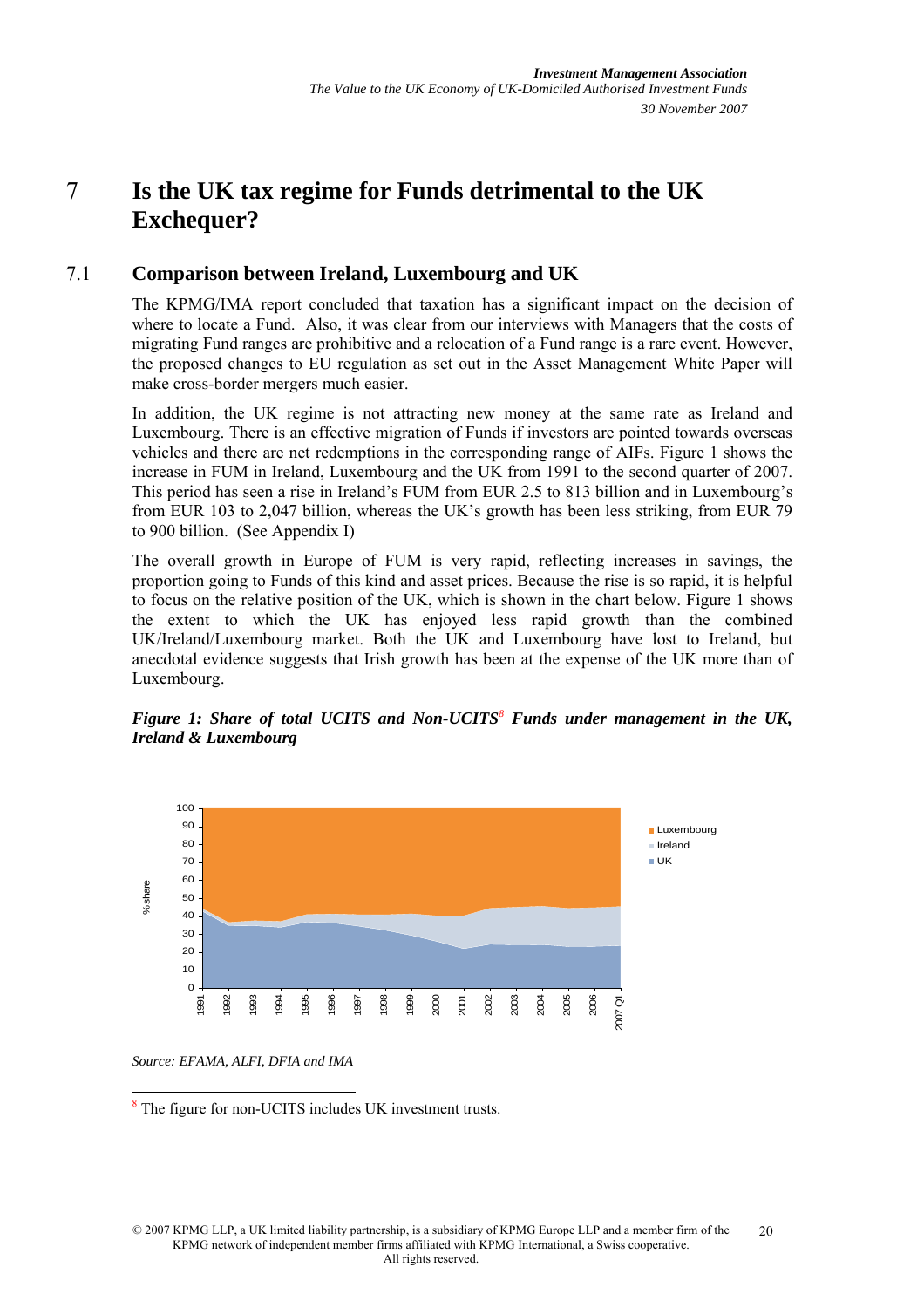# 7 Is the UK tax regime for Funds detrimental to the UK Exchequer?

## 7.1 Comparison between Ireland, Luxembourg and UK

The KPMG/IMA report concluded that taxation has a significant impact on the decision of where to locate a Fund. Also, it was clear from our interviews with Managers that the costs of migrating Fund ranges are prohibitive and a relocation of a Fund range is a rare event. However, the proposed changes to EU regulation as set out in the Asset Management White Paper will make cross-border mergers much easier.

In addition, the UK regime is not attracting new money at the same rate as Ireland and Luxembourg. There is an effective migration of Funds if investors are pointed towards overseas vehicles and there are net redemptions in the corresponding range of AIFs. Figure 1 shows the increase in FUM in Ireland, Luxembourg and the UK from 1991 to the second quarter of 2007. This period has seen a rise in Ireland's FUM from EUR 2.5 to 813 billion and in Luxembourg's from EUR 103 to 2,047 billion, whereas the UK's growth has been less striking, from EUR 79 to 900 billion. (See Appendix I)

The overall growth in Europe of FUM is very rapid, reflecting increases in savings, the proportion going to Funds of this kind and asset prices. Because the rise is so rapid, it is helpful to focus on the relative position of the UK, which is shown in the chart below. Figure 1 shows the extent to which the UK has enjoyed less rapid growth than the combined UK/Ireland/Luxembourg market. Both the UK and Luxembourg have lost to Ireland, but anecdotal evidence suggests that Irish growth has been at the expense of the UK more than of Luxembourg.

***Figure 1: Share of total UCITS and Non-UCITS[8] Funds under management in the UK, Ireland & Luxembourg***

*Source: EFAMA, ALFI, DFIA and IMA*

[8] The figure for non-UCITS includes UK investment trusts.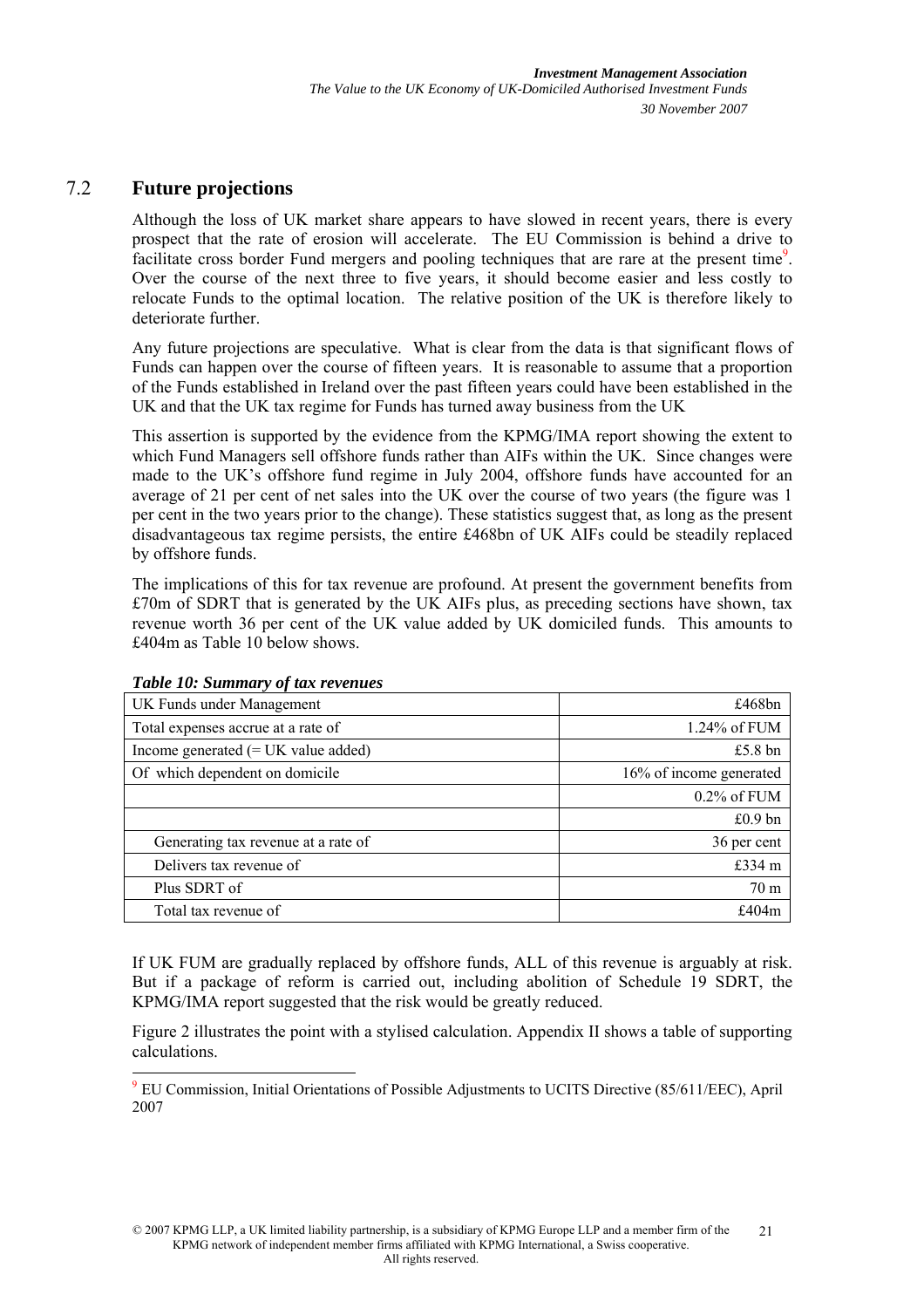## 7.2 Future projections

Although the loss of UK market share appears to have slowed in recent years, there is every prospect that the rate of erosion will accelerate. The EU Commission is behind a drive to facilitate cross border Fund mergers and pooling techniques that are rare at the present time[9]. Over the course of the next three to five years, it should become easier and less costly to relocate Funds to the optimal location. The relative position of the UK is therefore likely to deteriorate further.

Any future projections are speculative. What is clear from the data is that significant flows of Funds can happen over the course of fifteen years. It is reasonable to assume that a proportion of the Funds established in Ireland over the past fifteen years could have been established in the UK and that the UK tax regime for Funds has turned away business from the UK

This assertion is supported by the evidence from the KPMG/IMA report showing the extent to which Fund Managers sell offshore funds rather than AIFs within the UK. Since changes were made to the UK's offshore fund regime in July 2004, offshore funds have accounted for an average of 21 per cent of net sales into the UK over the course of two years (the figure was 1 per cent in the two years prior to the change). These statistics suggest that, as long as the present disadvantageous tax regime persists, the entire £468bn of UK AIFs could be steadily replaced by offshore funds.

The implications of this for tax revenue are profound. At present the government benefits from £70m of SDRT that is generated by the UK AIFs plus, as preceding sections have shown, tax revenue worth 36 per cent of the UK value added by UK domiciled funds. This amounts to £404m as Table 10 below shows.

***Table 10: Summary of tax revenues***

| | |
|---|---:|
| UK Funds under Management | £468bn |
| Total expenses accrue at a rate of | 1.24% of FUM |
| Income generated (= UK value added) | £5.8 bn |
| Of which dependent on domicile | 16% of income generated |
| | 0.2% of FUM |
| | £0.9 bn |
| Generating tax revenue at a rate of | 36 per cent |
| Delivers tax revenue of | £334 m |
| Plus SDRT of | 70 m |
| Total tax revenue of | £404m |

If UK FUM are gradually replaced by offshore funds, ALL of this revenue is arguably at risk. But if a package of reform is carried out, including abolition of Schedule 19 SDRT, the KPMG/IMA report suggested that the risk would be greatly reduced.

Figure 2 illustrates the point with a stylised calculation. Appendix II shows a table of supporting calculations.

[9] EU Commission, Initial Orientations of Possible Adjustments to UCITS Directive (85/611/EEC), April 2007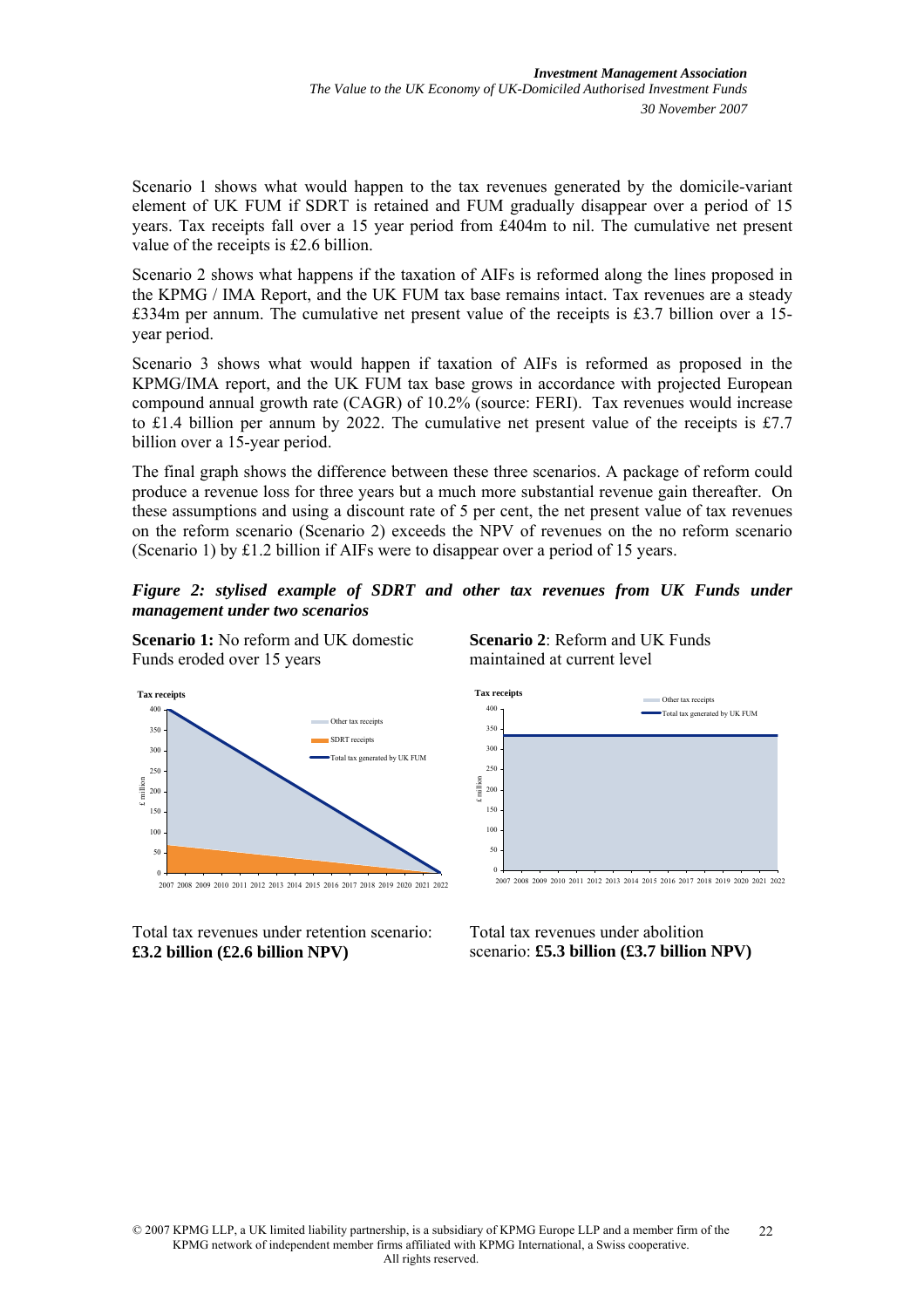Scenario 1 shows what would happen to the tax revenues generated by the domicile-variant element of UK FUM if SDRT is retained and FUM gradually disappear over a period of 15 years. Tax receipts fall over a 15 year period from £404m to nil. The cumulative net present value of the receipts is £2.6 billion.

Scenario 2 shows what happens if the taxation of AIFs is reformed along the lines proposed in the KPMG / IMA Report, and the UK FUM tax base remains intact. Tax revenues are a steady £334m per annum. The cumulative net present value of the receipts is £3.7 billion over a 15-year period.

Scenario 3 shows what would happen if taxation of AIFs is reformed as proposed in the KPMG/IMA report, and the UK FUM tax base grows in accordance with projected European compound annual growth rate (CAGR) of 10.2% (source: FERI). Tax revenues would increase to £1.4 billion per annum by 2022. The cumulative net present value of the receipts is £7.7 billion over a 15-year period.

The final graph shows the difference between these three scenarios. A package of reform could produce a revenue loss for three years but a much more substantial revenue gain thereafter. On these assumptions and using a discount rate of 5 per cent, the net present value of tax revenues on the reform scenario (Scenario 2) exceeds the NPV of revenues on the no reform scenario (Scenario 1) by £1.2 billion if AIFs were to disappear over a period of 15 years.

***Figure 2: stylised example of SDRT and other tax revenues from UK Funds under management under two scenarios***

**Scenario 1:** No reform and UK domestic Funds eroded over 15 years

Total tax revenues under retention scenario: **£3.2 billion (£2.6 billion NPV)**

**Scenario 2**: Reform and UK Funds maintained at current level

Total tax revenues under abolition scenario: **£5.3 billion (£3.7 billion NPV)**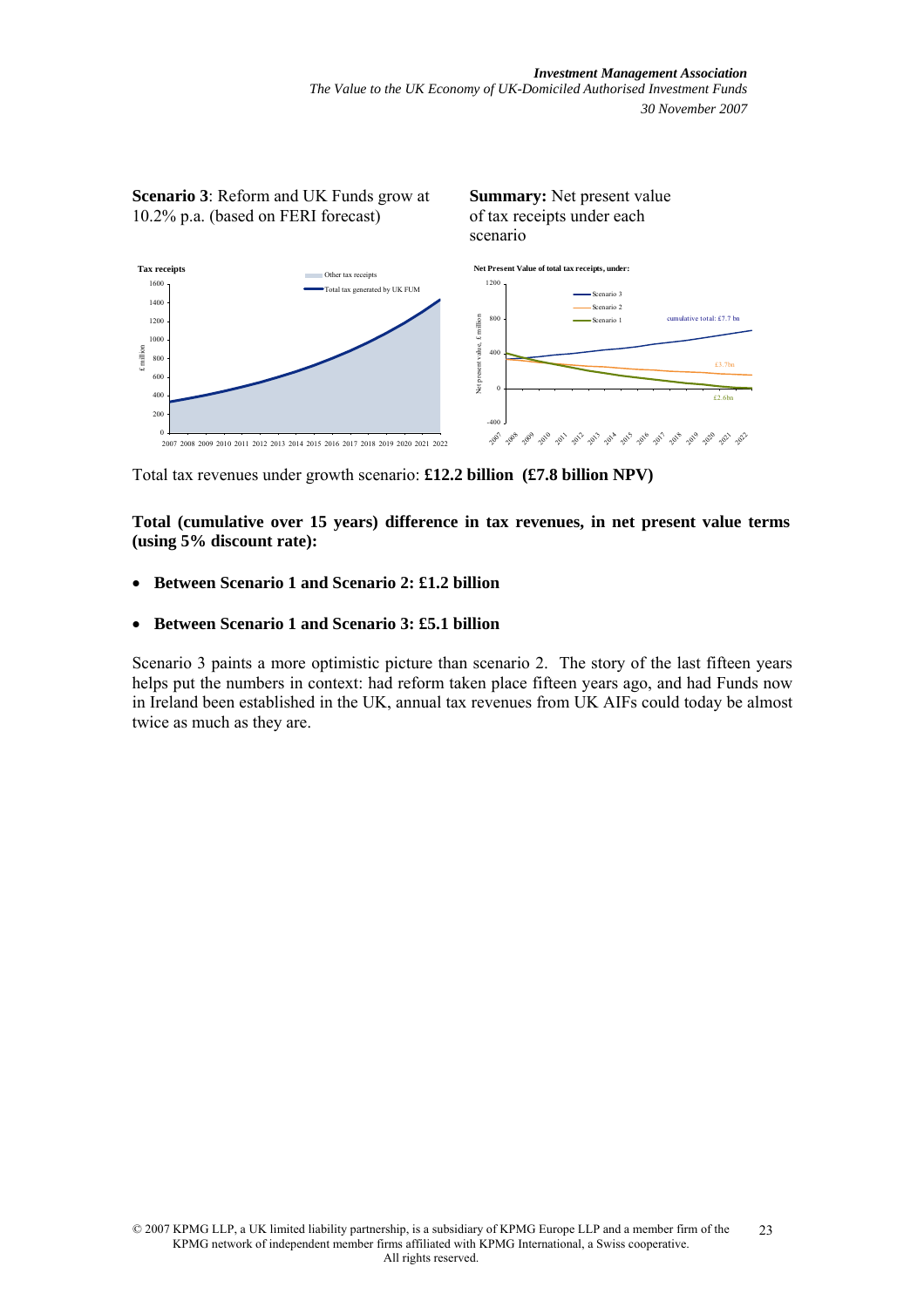**Scenario 3**: Reform and UK Funds grow at 10.2% p.a. (based on FERI forecast)

**Summary:** Net present value of tax receipts under each scenario

Total tax revenues under growth scenario: **£12.2 billion (£7.8 billion NPV)**

**Total (cumulative over 15 years) difference in tax revenues, in net present value terms (using 5% discount rate):**

- **Between Scenario 1 and Scenario 2: £1.2 billion**
- **Between Scenario 1 and Scenario 3: £5.1 billion**

Scenario 3 paints a more optimistic picture than scenario 2. The story of the last fifteen years helps put the numbers in context: had reform taken place fifteen years ago, and had Funds now in Ireland been established in the UK, annual tax revenues from UK AIFs could today be almost twice as much as they are.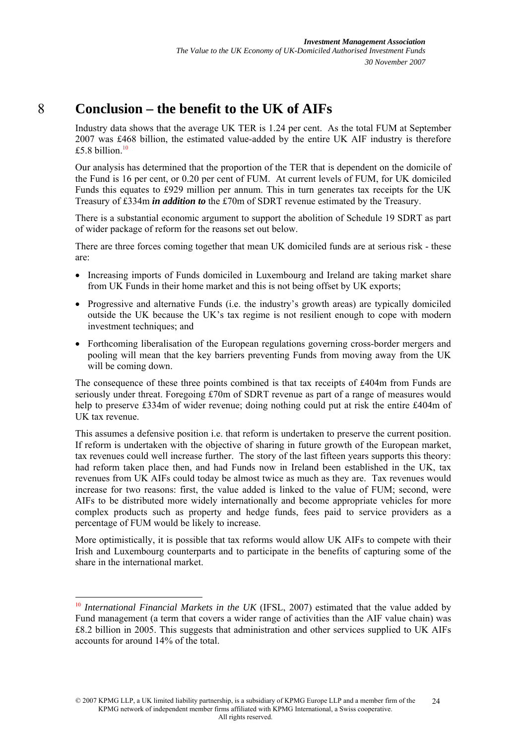# 8 Conclusion – the benefit to the UK of AIFs

Industry data shows that the average UK TER is 1.24 per cent. As the total FUM at September 2007 was £468 billion, the estimated value-added by the entire UK AIF industry is therefore £5.8 billion.[10]

Our analysis has determined that the proportion of the TER that is dependent on the domicile of the Fund is 16 per cent, or 0.20 per cent of FUM. At current levels of FUM, for UK domiciled Funds this equates to £929 million per annum. This in turn generates tax receipts for the UK Treasury of £334m ***in addition to*** the £70m of SDRT revenue estimated by the Treasury.

There is a substantial economic argument to support the abolition of Schedule 19 SDRT as part of wider package of reform for the reasons set out below.

There are three forces coming together that mean UK domiciled funds are at serious risk - these are:

- Increasing imports of Funds domiciled in Luxembourg and Ireland are taking market share from UK Funds in their home market and this is not being offset by UK exports;
- Progressive and alternative Funds (i.e. the industry's growth areas) are typically domiciled outside the UK because the UK's tax regime is not resilient enough to cope with modern investment techniques; and
- Forthcoming liberalisation of the European regulations governing cross-border mergers and pooling will mean that the key barriers preventing Funds from moving away from the UK will be coming down.

The consequence of these three points combined is that tax receipts of £404m from Funds are seriously under threat. Foregoing £70m of SDRT revenue as part of a range of measures would help to preserve £334m of wider revenue; doing nothing could put at risk the entire £404m of UK tax revenue.

This assumes a defensive position i.e. that reform is undertaken to preserve the current position. If reform is undertaken with the objective of sharing in future growth of the European market, tax revenues could well increase further. The story of the last fifteen years supports this theory: had reform taken place then, and had Funds now in Ireland been established in the UK, tax revenues from UK AIFs could today be almost twice as much as they are. Tax revenues would increase for two reasons: first, the value added is linked to the value of FUM; second, were AIFs to be distributed more widely internationally and become appropriate vehicles for more complex products such as property and hedge funds, fees paid to service providers as a percentage of FUM would be likely to increase.

More optimistically, it is possible that tax reforms would allow UK AIFs to compete with their Irish and Luxembourg counterparts and to participate in the benefits of capturing some of the share in the international market.

---

[10] *International Financial Markets in the UK* (IFSL, 2007) estimated that the value added by Fund management (a term that covers a wider range of activities than the AIF value chain) was £8.2 billion in 2005. This suggests that administration and other services supplied to UK AIFs accounts for around 14% of the total.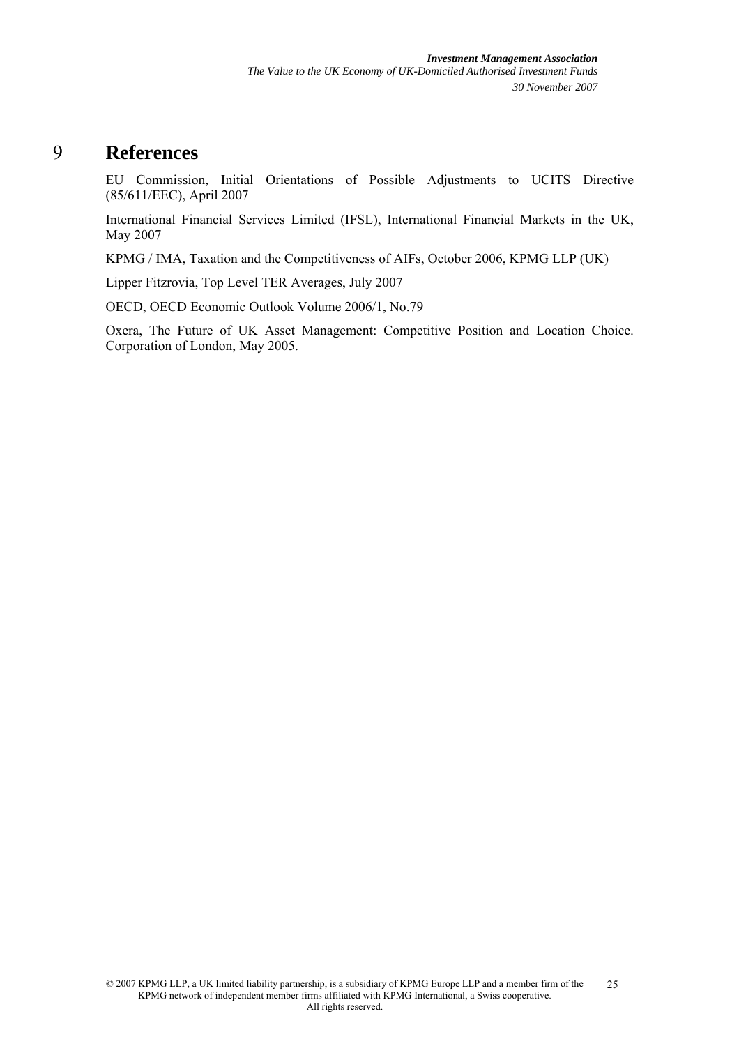# 9 References

EU Commission, Initial Orientations of Possible Adjustments to UCITS Directive (85/611/EEC), April 2007

International Financial Services Limited (IFSL), International Financial Markets in the UK, May 2007

KPMG / IMA, Taxation and the Competitiveness of AIFs, October 2006, KPMG LLP (UK)

Lipper Fitzrovia, Top Level TER Averages, July 2007

OECD, OECD Economic Outlook Volume 2006/1, No.79

Oxera, The Future of UK Asset Management: Competitive Position and Location Choice. Corporation of London, May 2005.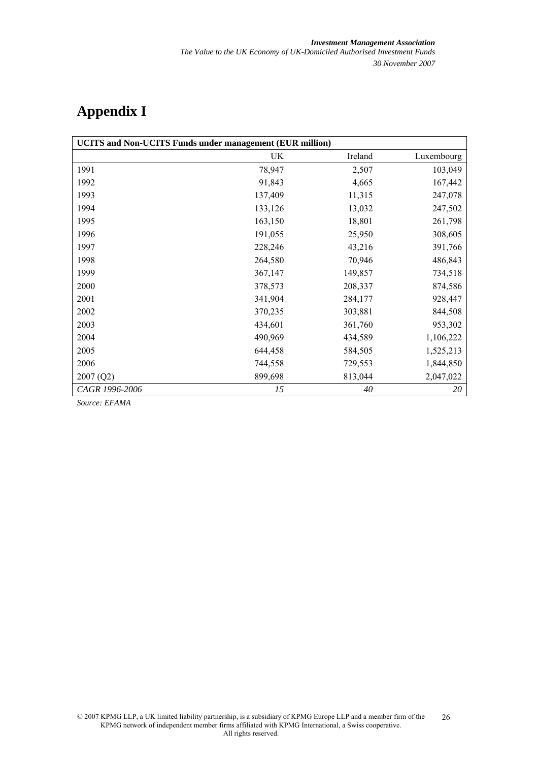# Appendix I

| UCITS and Non-UCITS Funds under management (EUR million) | | | |
|---|---|---|---|
| | UK | Ireland | Luxembourg |
| 1991 | 78,947 | 2,507 | 103,049 |
| 1992 | 91,843 | 4,665 | 167,442 |
| 1993 | 137,409 | 11,315 | 247,078 |
| 1994 | 133,126 | 13,032 | 247,502 |
| 1995 | 163,150 | 18,801 | 261,798 |
| 1996 | 191,055 | 25,950 | 308,605 |
| 1997 | 228,246 | 43,216 | 391,766 |
| 1998 | 264,580 | 70,946 | 486,843 |
| 1999 | 367,147 | 149,857 | 734,518 |
| 2000 | 378,573 | 208,337 | 874,586 |
| 2001 | 341,904 | 284,177 | 928,447 |
| 2002 | 370,235 | 303,881 | 844,508 |
| 2003 | 434,601 | 361,760 | 953,302 |
| 2004 | 490,969 | 434,589 | 1,106,222 |
| 2005 | 644,458 | 584,505 | 1,525,213 |
| 2006 | 744,558 | 729,553 | 1,844,850 |
| 2007 (Q2) | 899,698 | 813,044 | 2,047,022 |
| *CAGR 1996-2006* | *15* | *40* | *20* |

*Source: EFAMA*

© 2007 KPMG LLP, a UK limited liability partnership, is a subsidiary of KPMG Europe LLP and a member firm of the KPMG network of independent member firms affiliated with KPMG International, a Swiss cooperative. All rights reserved.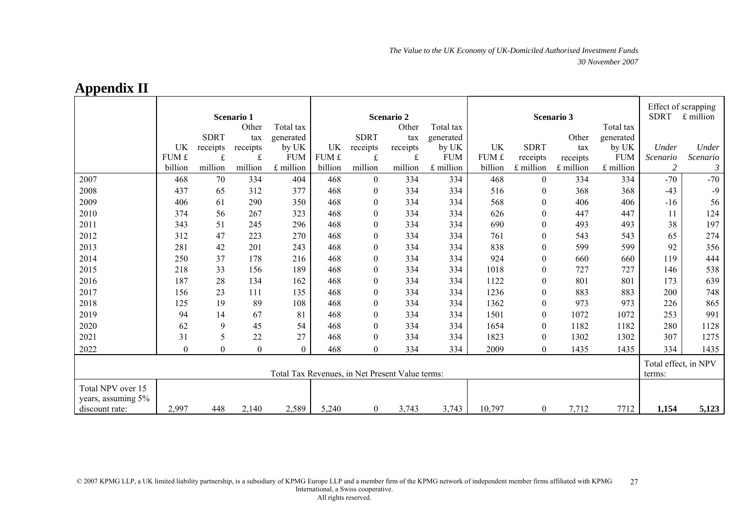# Appendix II

| | Scenario 1 | | | | Scenario 2 | | | | Scenario 3 | | | | Effect of scrapping SDRT £ million | |
|---|---|---|---|---|---|---|---|---|---|---|---|---|---|---|
| | UK FUM £ billion | SDRT receipts £ million | Other tax receipts £ million | Total tax generated by UK FUM £ million | UK FUM £ billion | SDRT receipts £ million | Other tax receipts £ million | Total tax generated by UK FUM £ million | UK FUM £ billion | SDRT receipts £ million | Other tax receipts £ million | Total tax generated by UK FUM £ million | *Under Scenario 2* | *Under Scenario 3* |
| 2007 | 468 | 70 | 334 | 404 | 468 | 0 | 334 | 334 | 468 | 0 | 334 | 334 | -70 | -70 |
| 2008 | 437 | 65 | 312 | 377 | 468 | 0 | 334 | 334 | 516 | 0 | 368 | 368 | -43 | -9 |
| 2009 | 406 | 61 | 290 | 350 | 468 | 0 | 334 | 334 | 568 | 0 | 406 | 406 | -16 | 56 |
| 2010 | 374 | 56 | 267 | 323 | 468 | 0 | 334 | 334 | 626 | 0 | 447 | 447 | 11 | 124 |
| 2011 | 343 | 51 | 245 | 296 | 468 | 0 | 334 | 334 | 690 | 0 | 493 | 493 | 38 | 197 |
| 2012 | 312 | 47 | 223 | 270 | 468 | 0 | 334 | 334 | 761 | 0 | 543 | 543 | 65 | 274 |
| 2013 | 281 | 42 | 201 | 243 | 468 | 0 | 334 | 334 | 838 | 0 | 599 | 599 | 92 | 356 |
| 2014 | 250 | 37 | 178 | 216 | 468 | 0 | 334 | 334 | 924 | 0 | 660 | 660 | 119 | 444 |
| 2015 | 218 | 33 | 156 | 189 | 468 | 0 | 334 | 334 | 1018 | 0 | 727 | 727 | 146 | 538 |
| 2016 | 187 | 28 | 134 | 162 | 468 | 0 | 334 | 334 | 1122 | 0 | 801 | 801 | 173 | 639 |
| 2017 | 156 | 23 | 111 | 135 | 468 | 0 | 334 | 334 | 1236 | 0 | 883 | 883 | 200 | 748 |
| 2018 | 125 | 19 | 89 | 108 | 468 | 0 | 334 | 334 | 1362 | 0 | 973 | 973 | 226 | 865 |
| 2019 | 94 | 14 | 67 | 81 | 468 | 0 | 334 | 334 | 1501 | 0 | 1072 | 1072 | 253 | 991 |
| 2020 | 62 | 9 | 45 | 54 | 468 | 0 | 334 | 334 | 1654 | 0 | 1182 | 1182 | 280 | 1128 |
| 2021 | 31 | 5 | 22 | 27 | 468 | 0 | 334 | 334 | 1823 | 0 | 1302 | 1302 | 307 | 1275 |
| 2022 | 0 | 0 | 0 | 0 | 468 | 0 | 334 | 334 | 2009 | 0 | 1435 | 1435 | 334 | 1435 |
| Total Tax Revenues, in Net Present Value terms: | | | | | | | | | | | | | Total effect, in NPV terms: | |
| Total NPV over 15 years, assuming 5% discount rate: | 2,997 | 448 | 2,140 | 2,589 | 5,240 | 0 | 3,743 | 3,743 | 10,797 | 0 | 7,712 | 7712 | **1,154** | **5,123** |

© 2007 KPMG LLP, a UK limited liability partnership, is a subsidiary of KPMG Europe LLP and a member firm of the KPMG network of independent member firms affiliated with KPMG International, a Swiss cooperative. All rights reserved.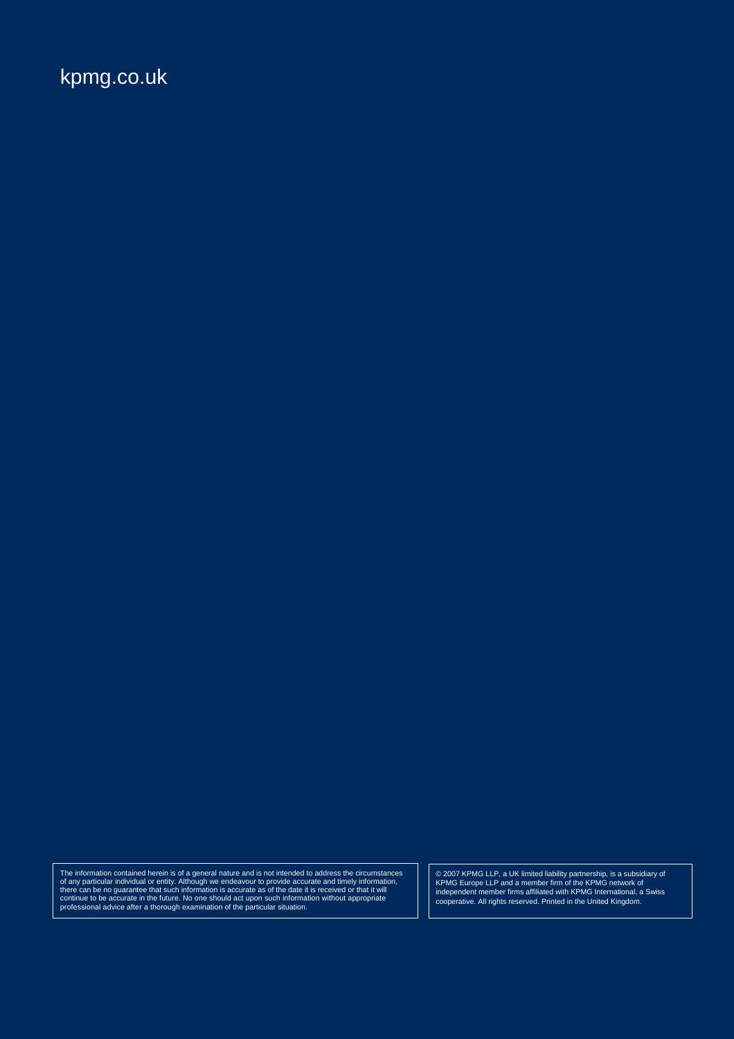kpmg.co.uk

The information contained herein is of a general nature and is not intended to address the circumstances of any particular individual or entity. Although we endeavour to provide accurate and timely information, there can be no guarantee that such information is accurate as of the date it is received or that it will continue to be accurate in the future. No one should act upon such information without appropriate professional advice after a thorough examination of the particular situation.

© 2007 KPMG LLP, a UK limited liability partnership, is a subsidiary of KPMG Europe LLP and a member firm of the KPMG network of independent member firms affiliated with KPMG International, a Swiss cooperative. All rights reserved. Printed in the United Kingdom.